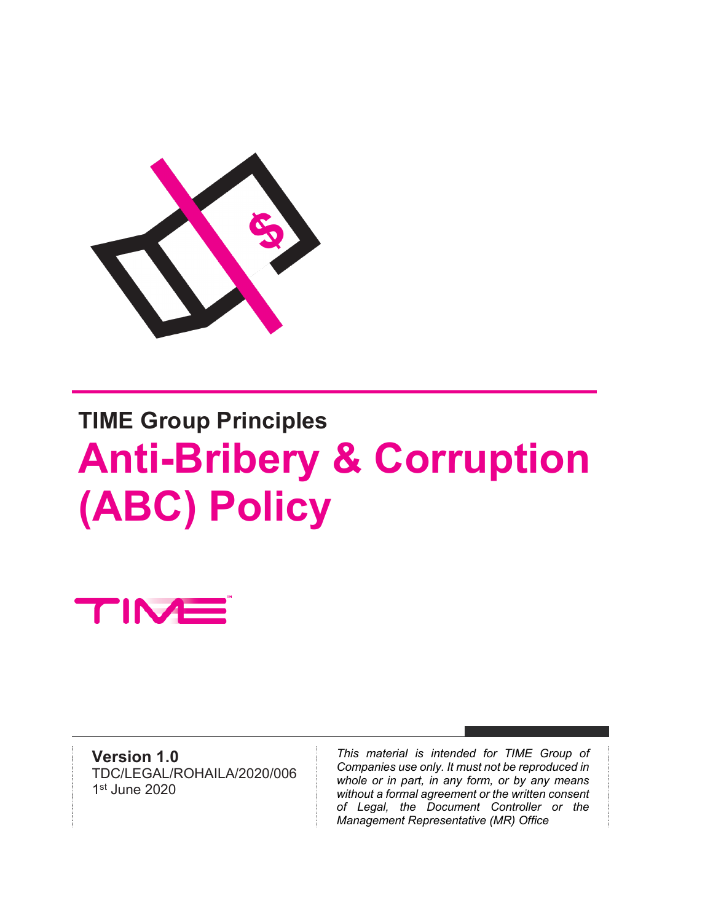**TIME Group Principles**

# Anti-Bribery & Corruption (ABC) Policy

**Version 1.0**
TDC/LEGAL/ROHAILA/2020/006
1st June 2020

*This material is intended for TIME Group of Companies use only. It must not be reproduced in whole or in part, in any form, or by any means without a formal agreement or the written consent of Legal, the Document Controller or the Management Representative (MR) Office*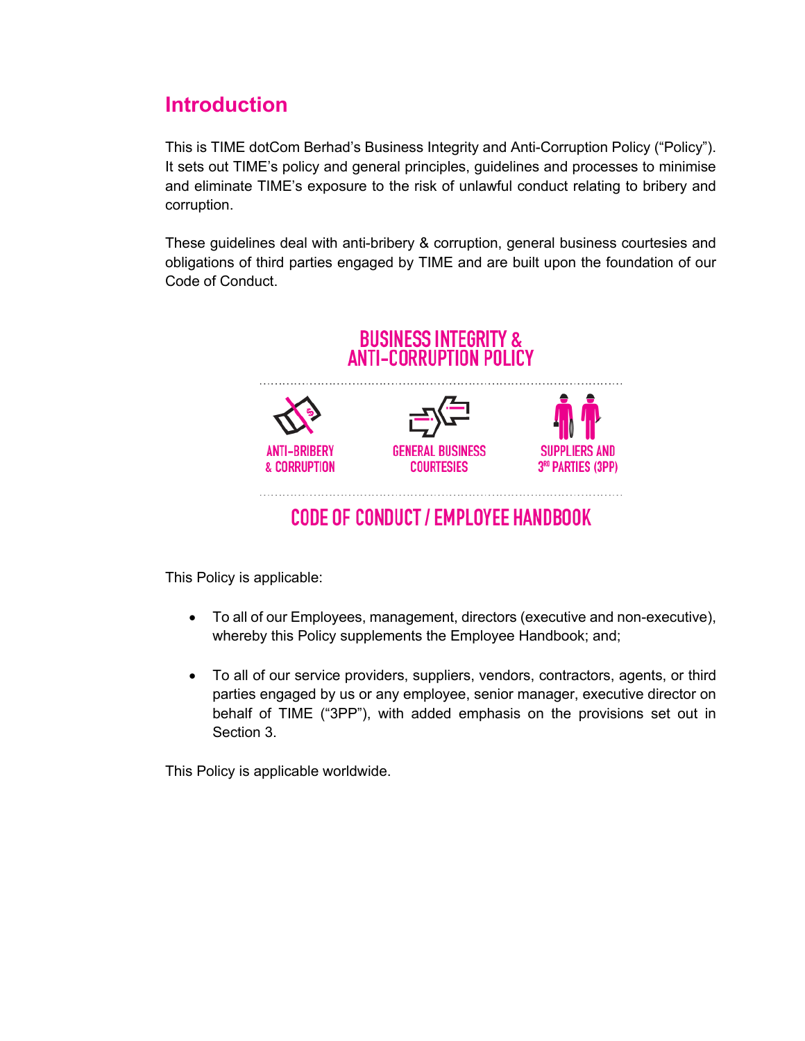# Introduction

This is TIME dotCom Berhad's Business Integrity and Anti-Corruption Policy ("Policy"). It sets out TIME's policy and general principles, guidelines and processes to minimise and eliminate TIME's exposure to the risk of unlawful conduct relating to bribery and corruption.

These guidelines deal with anti-bribery & corruption, general business courtesies and obligations of third parties engaged by TIME and are built upon the foundation of our Code of Conduct.

BUSINESS INTEGRITY & ANTI-CORRUPTION POLICY

ANTI-BRIBERY & CORRUPTION

GENERAL BUSINESS COURTESIES

SUPPLIERS AND 3RD PARTIES (3PP)

CODE OF CONDUCT / EMPLOYEE HANDBOOK

This Policy is applicable:

- To all of our Employees, management, directors (executive and non-executive), whereby this Policy supplements the Employee Handbook; and;
- To all of our service providers, suppliers, vendors, contractors, agents, or third parties engaged by us or any employee, senior manager, executive director on behalf of TIME ("3PP"), with added emphasis on the provisions set out in Section 3.

This Policy is applicable worldwide.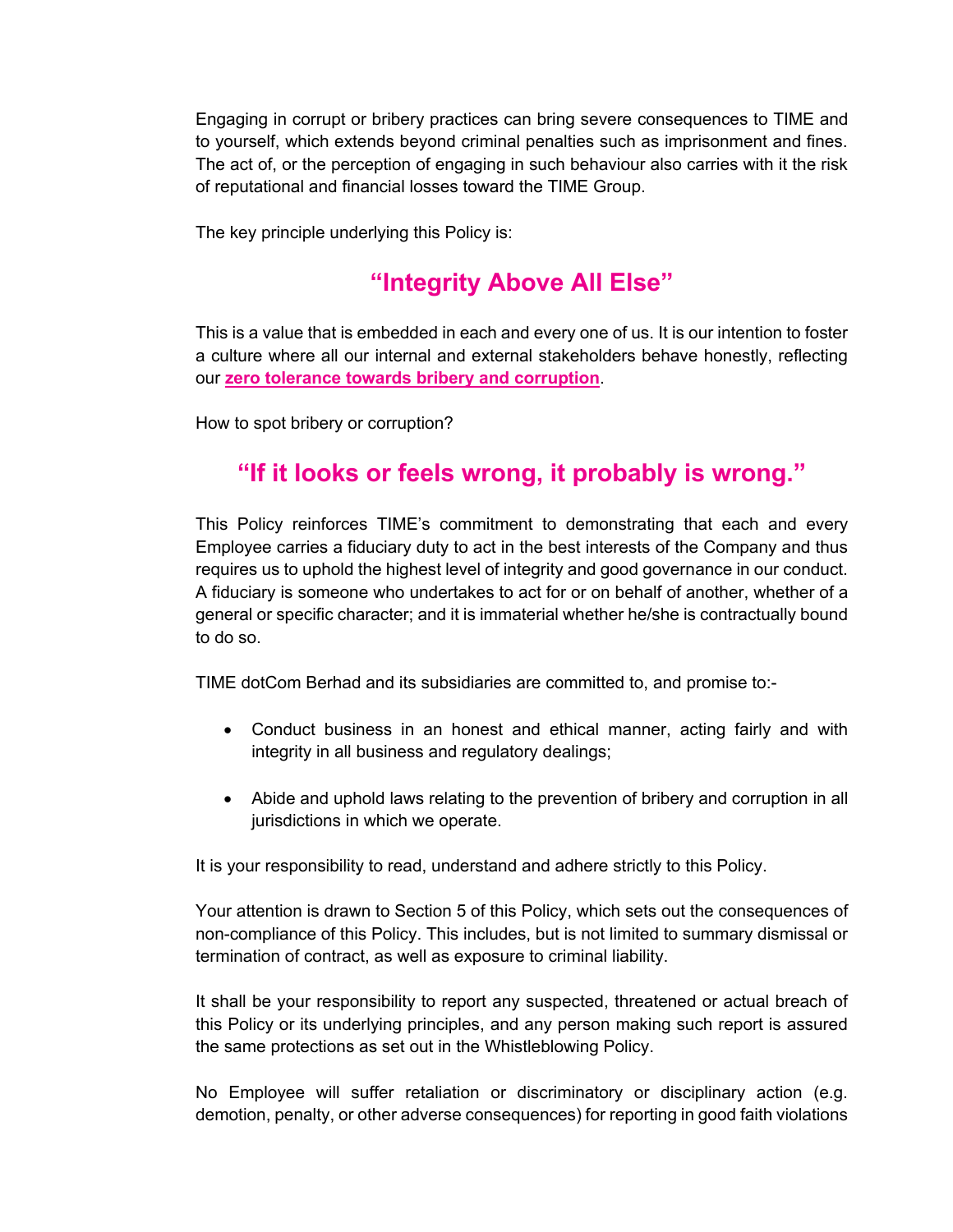Engaging in corrupt or bribery practices can bring severe consequences to TIME and to yourself, which extends beyond criminal penalties such as imprisonment and fines. The act of, or the perception of engaging in such behaviour also carries with it the risk of reputational and financial losses toward the TIME Group.

The key principle underlying this Policy is:

**"Integrity Above All Else"**

This is a value that is embedded in each and every one of us. It is our intention to foster a culture where all our internal and external stakeholders behave honestly, reflecting our **zero tolerance towards bribery and corruption**.

How to spot bribery or corruption?

**"If it looks or feels wrong, it probably is wrong."**

This Policy reinforces TIME's commitment to demonstrating that each and every Employee carries a fiduciary duty to act in the best interests of the Company and thus requires us to uphold the highest level of integrity and good governance in our conduct. A fiduciary is someone who undertakes to act for or on behalf of another, whether of a general or specific character; and it is immaterial whether he/she is contractually bound to do so.

TIME dotCom Berhad and its subsidiaries are committed to, and promise to:-

- Conduct business in an honest and ethical manner, acting fairly and with integrity in all business and regulatory dealings;
- Abide and uphold laws relating to the prevention of bribery and corruption in all jurisdictions in which we operate.

It is your responsibility to read, understand and adhere strictly to this Policy.

Your attention is drawn to Section 5 of this Policy, which sets out the consequences of non-compliance of this Policy. This includes, but is not limited to summary dismissal or termination of contract, as well as exposure to criminal liability.

It shall be your responsibility to report any suspected, threatened or actual breach of this Policy or its underlying principles, and any person making such report is assured the same protections as set out in the Whistleblowing Policy.

No Employee will suffer retaliation or discriminatory or disciplinary action (e.g. demotion, penalty, or other adverse consequences) for reporting in good faith violations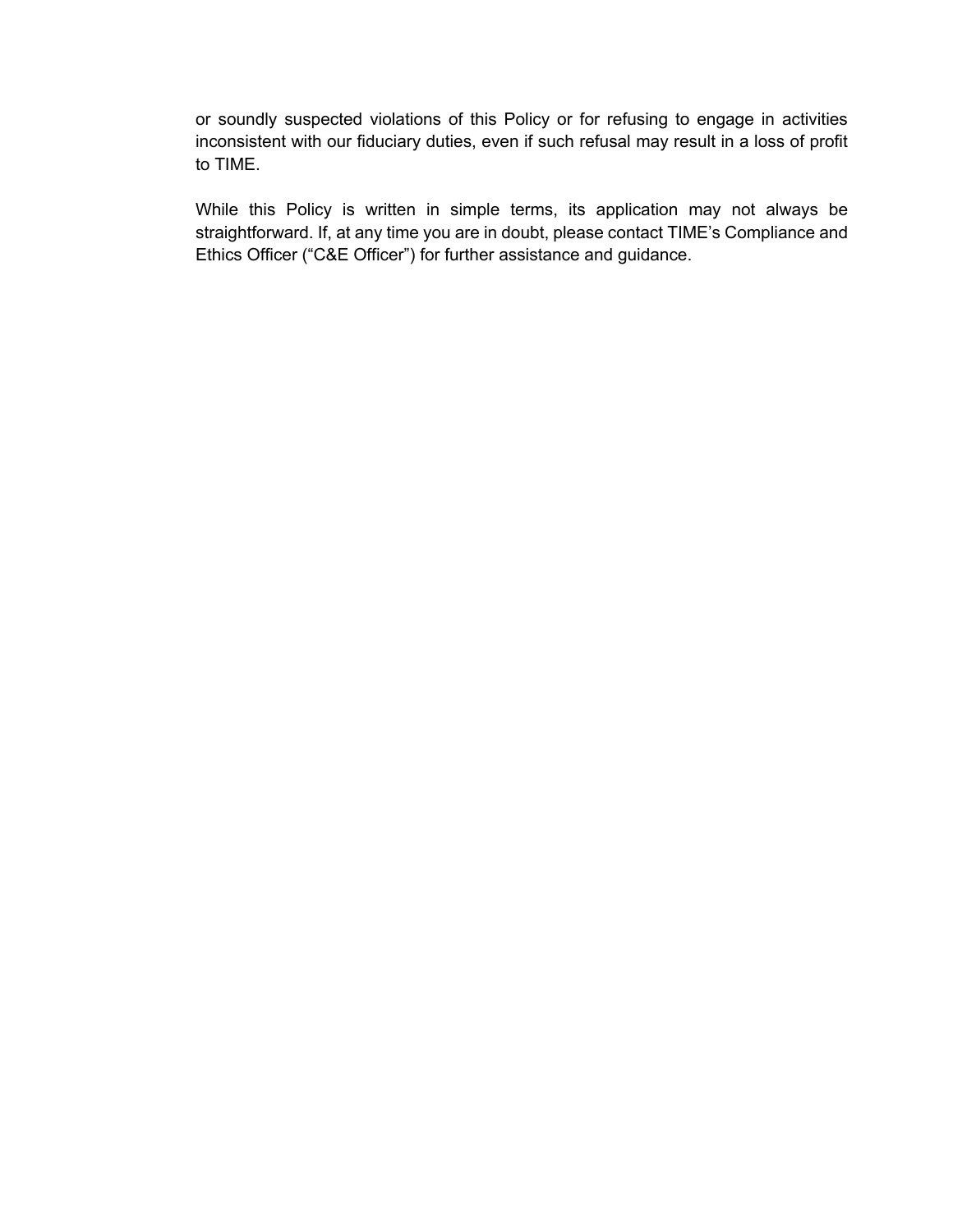or soundly suspected violations of this Policy or for refusing to engage in activities inconsistent with our fiduciary duties, even if such refusal may result in a loss of profit to TIME.

While this Policy is written in simple terms, its application may not always be straightforward. If, at any time you are in doubt, please contact TIME's Compliance and Ethics Officer ("C&E Officer") for further assistance and guidance.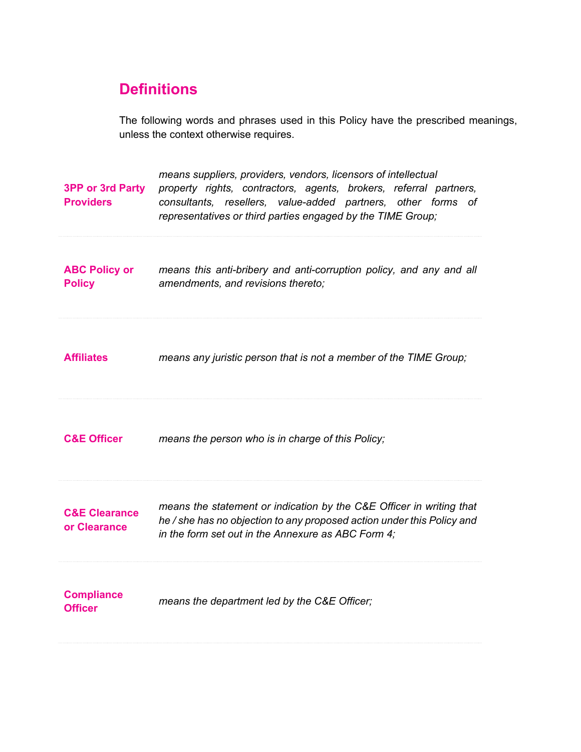## Definitions

The following words and phrases used in this Policy have the prescribed meanings, unless the context otherwise requires.

| Term | Definition |
| --- | --- |
| **3PP or 3rd Party Providers** | *means suppliers, providers, vendors, licensors of intellectual property rights, contractors, agents, brokers, referral partners, consultants, resellers, value-added partners, other forms of representatives or third parties engaged by the TIME Group;* |
| **ABC Policy or Policy** | *means this anti-bribery and anti-corruption policy, and any and all amendments, and revisions thereto;* |
| **Affiliates** | *means any juristic person that is not a member of the TIME Group;* |
| **C&E Officer** | *means the person who is in charge of this Policy;* |
| **C&E Clearance or Clearance** | *means the statement or indication by the C&E Officer in writing that he / she has no objection to any proposed action under this Policy and in the form set out in the Annexure as ABC Form 4;* |
| **Compliance Officer** | *means the department led by the C&E Officer;* |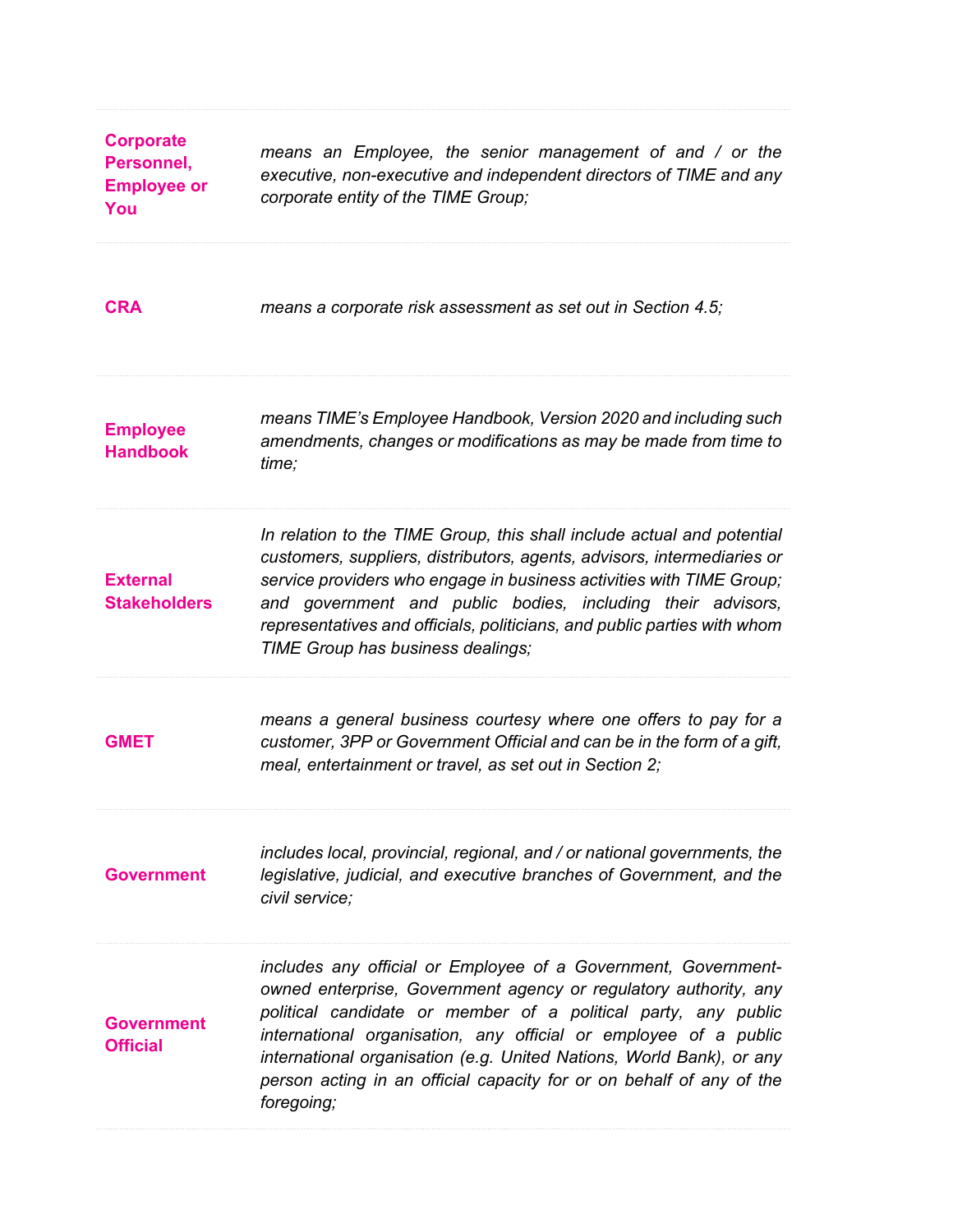| | |
|---|---|
| **Corporate Personnel, Employee or You** | *means an Employee, the senior management of and / or the executive, non-executive and independent directors of TIME and any corporate entity of the TIME Group;* |
| **CRA** | *means a corporate risk assessment as set out in Section 4.5;* |
| **Employee Handbook** | *means TIME's Employee Handbook, Version 2020 and including such amendments, changes or modifications as may be made from time to time;* |
| **External Stakeholders** | *In relation to the TIME Group, this shall include actual and potential customers, suppliers, distributors, agents, advisors, intermediaries or service providers who engage in business activities with TIME Group; and government and public bodies, including their advisors, representatives and officials, politicians, and public parties with whom TIME Group has business dealings;* |
| **GMET** | *means a general business courtesy where one offers to pay for a customer, 3PP or Government Official and can be in the form of a gift, meal, entertainment or travel, as set out in Section 2;* |
| **Government** | *includes local, provincial, regional, and / or national governments, the legislative, judicial, and executive branches of Government, and the civil service;* |
| **Government Official** | *includes any official or Employee of a Government, Government-owned enterprise, Government agency or regulatory authority, any political candidate or member of a political party, any public international organisation, any official or employee of a public international organisation (e.g. United Nations, World Bank), or any person acting in an official capacity for or on behalf of any of the foregoing;* |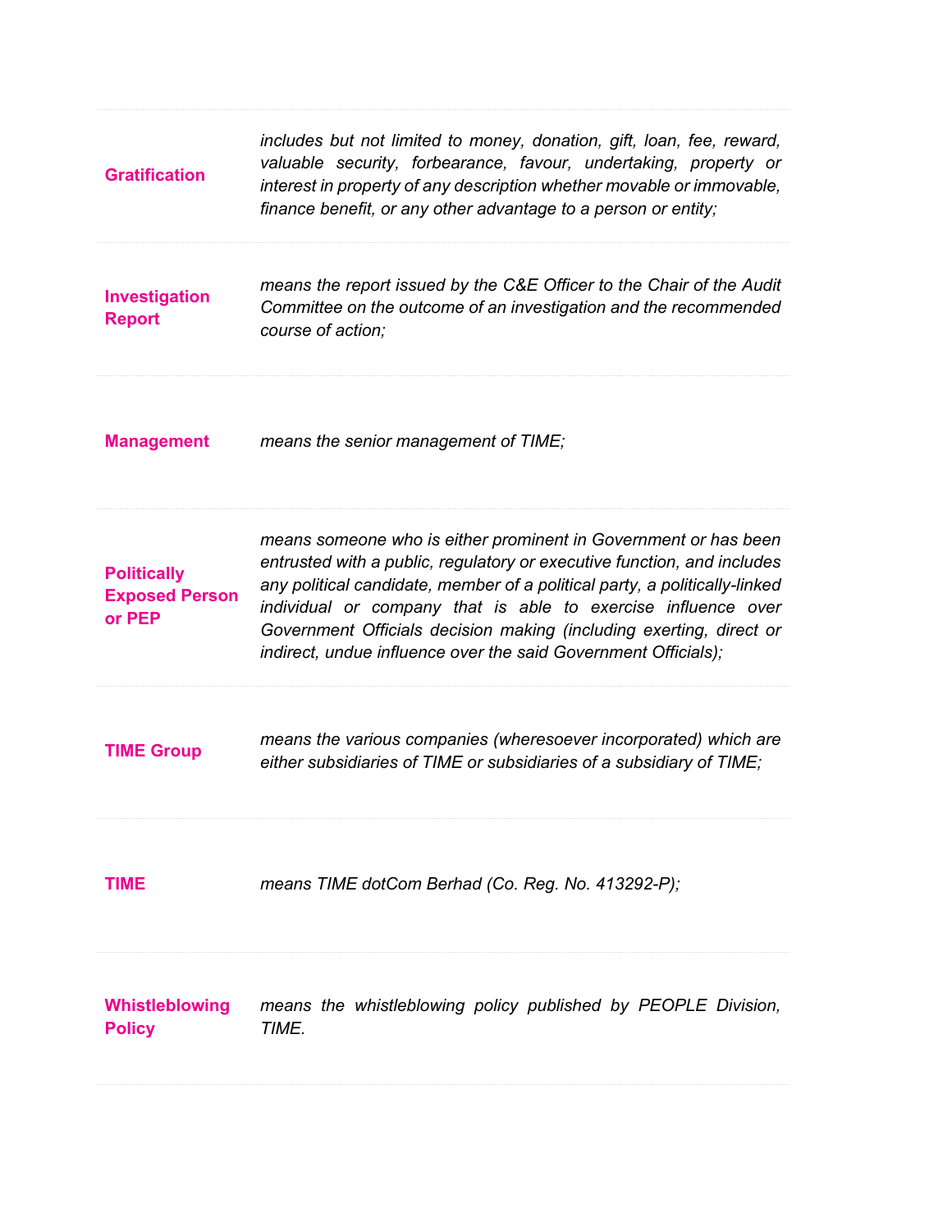| | |
|---|---|
| **Gratification** | *includes but not limited to money, donation, gift, loan, fee, reward, valuable security, forbearance, favour, undertaking, property or interest in property of any description whether movable or immovable, finance benefit, or any other advantage to a person or entity;* |
| **Investigation Report** | *means the report issued by the C&E Officer to the Chair of the Audit Committee on the outcome of an investigation and the recommended course of action;* |
| **Management** | *means the senior management of TIME;* |
| **Politically Exposed Person or PEP** | *means someone who is either prominent in Government or has been entrusted with a public, regulatory or executive function, and includes any political candidate, member of a political party, a politically-linked individual or company that is able to exercise influence over Government Officials decision making (including exerting, direct or indirect, undue influence over the said Government Officials);* |
| **TIME Group** | *means the various companies (wheresoever incorporated) which are either subsidiaries of TIME or subsidiaries of a subsidiary of TIME;* |
| **TIME** | *means TIME dotCom Berhad (Co. Reg. No. 413292-P);* |
| **Whistleblowing Policy** | *means the whistleblowing policy published by PEOPLE Division, TIME.* |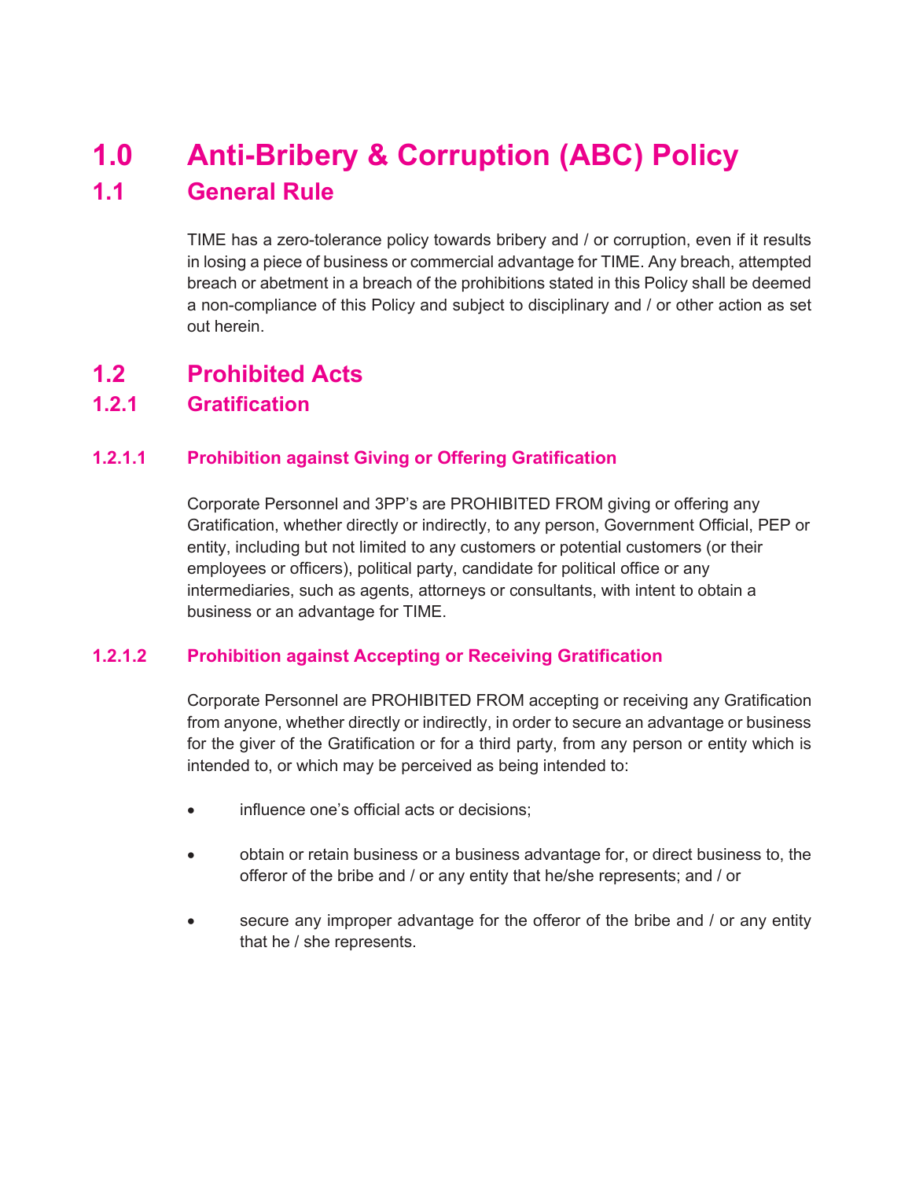# 1.0 Anti-Bribery & Corruption (ABC) Policy

## 1.1 General Rule

TIME has a zero-tolerance policy towards bribery and / or corruption, even if it results in losing a piece of business or commercial advantage for TIME. Any breach, attempted breach or abetment in a breach of the prohibitions stated in this Policy shall be deemed a non-compliance of this Policy and subject to disciplinary and / or other action as set out herein.

## 1.2 Prohibited Acts

### 1.2.1 Gratification

#### 1.2.1.1 Prohibition against Giving or Offering Gratification

Corporate Personnel and 3PP's are PROHIBITED FROM giving or offering any Gratification, whether directly or indirectly, to any person, Government Official, PEP or entity, including but not limited to any customers or potential customers (or their employees or officers), political party, candidate for political office or any intermediaries, such as agents, attorneys or consultants, with intent to obtain a business or an advantage for TIME.

#### 1.2.1.2 Prohibition against Accepting or Receiving Gratification

Corporate Personnel are PROHIBITED FROM accepting or receiving any Gratification from anyone, whether directly or indirectly, in order to secure an advantage or business for the giver of the Gratification or for a third party, from any person or entity which is intended to, or which may be perceived as being intended to:

- influence one's official acts or decisions;
- obtain or retain business or a business advantage for, or direct business to, the offeror of the bribe and / or any entity that he/she represents; and / or
- secure any improper advantage for the offeror of the bribe and / or any entity that he / she represents.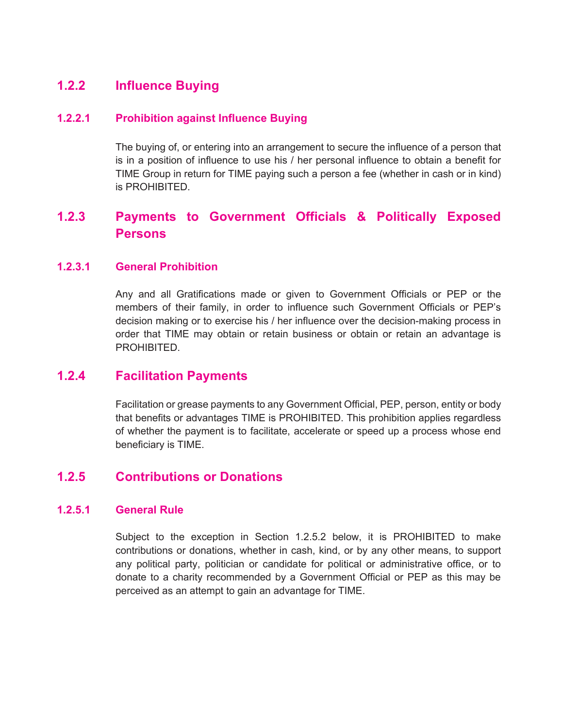### 1.2.2 Influence Buying

#### 1.2.2.1 Prohibition against Influence Buying

The buying of, or entering into an arrangement to secure the influence of a person that is in a position of influence to use his / her personal influence to obtain a benefit for TIME Group in return for TIME paying such a person a fee (whether in cash or in kind) is PROHIBITED.

### 1.2.3 Payments to Government Officials & Politically Exposed Persons

#### 1.2.3.1 General Prohibition

Any and all Gratifications made or given to Government Officials or PEP or the members of their family, in order to influence such Government Officials or PEP's decision making or to exercise his / her influence over the decision-making process in order that TIME may obtain or retain business or obtain or retain an advantage is PROHIBITED.

### 1.2.4 Facilitation Payments

Facilitation or grease payments to any Government Official, PEP, person, entity or body that benefits or advantages TIME is PROHIBITED. This prohibition applies regardless of whether the payment is to facilitate, accelerate or speed up a process whose end beneficiary is TIME.

### 1.2.5 Contributions or Donations

#### 1.2.5.1 General Rule

Subject to the exception in Section 1.2.5.2 below, it is PROHIBITED to make contributions or donations, whether in cash, kind, or by any other means, to support any political party, politician or candidate for political or administrative office, or to donate to a charity recommended by a Government Official or PEP as this may be perceived as an attempt to gain an advantage for TIME.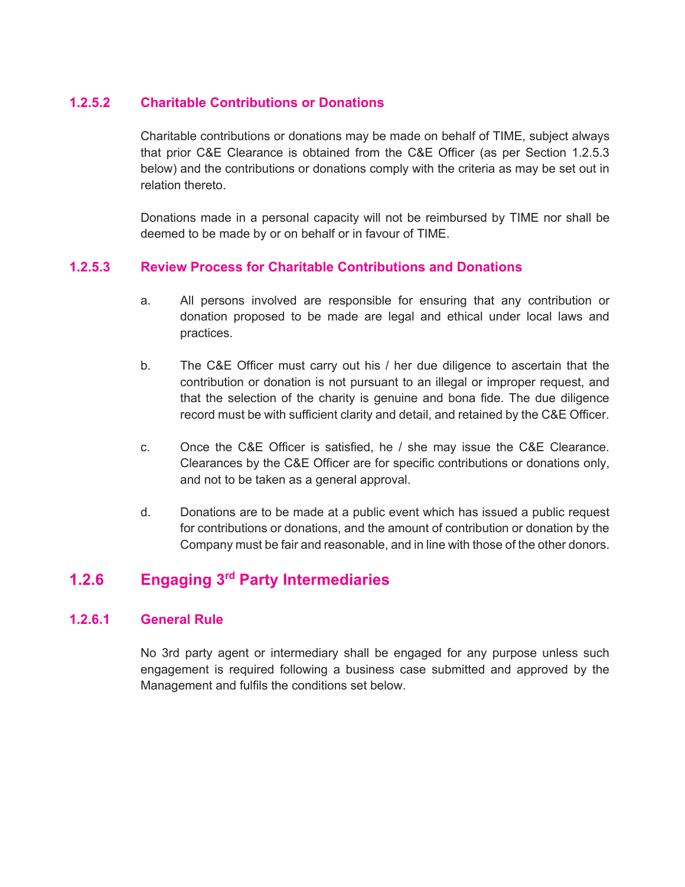#### 1.2.5.2 Charitable Contributions or Donations

Charitable contributions or donations may be made on behalf of TIME, subject always that prior C&E Clearance is obtained from the C&E Officer (as per Section 1.2.5.3 below) and the contributions or donations comply with the criteria as may be set out in relation thereto.

Donations made in a personal capacity will not be reimbursed by TIME nor shall be deemed to be made by or on behalf or in favour of TIME.

#### 1.2.5.3 Review Process for Charitable Contributions and Donations

a. All persons involved are responsible for ensuring that any contribution or donation proposed to be made are legal and ethical under local laws and practices.

b. The C&E Officer must carry out his / her due diligence to ascertain that the contribution or donation is not pursuant to an illegal or improper request, and that the selection of the charity is genuine and bona fide. The due diligence record must be with sufficient clarity and detail, and retained by the C&E Officer.

c. Once the C&E Officer is satisfied, he / she may issue the C&E Clearance. Clearances by the C&E Officer are for specific contributions or donations only, and not to be taken as a general approval.

d. Donations are to be made at a public event which has issued a public request for contributions or donations, and the amount of contribution or donation by the Company must be fair and reasonable, and in line with those of the other donors.

### 1.2.6 Engaging 3rd Party Intermediaries

#### 1.2.6.1 General Rule

No 3rd party agent or intermediary shall be engaged for any purpose unless such engagement is required following a business case submitted and approved by the Management and fulfils the conditions set below.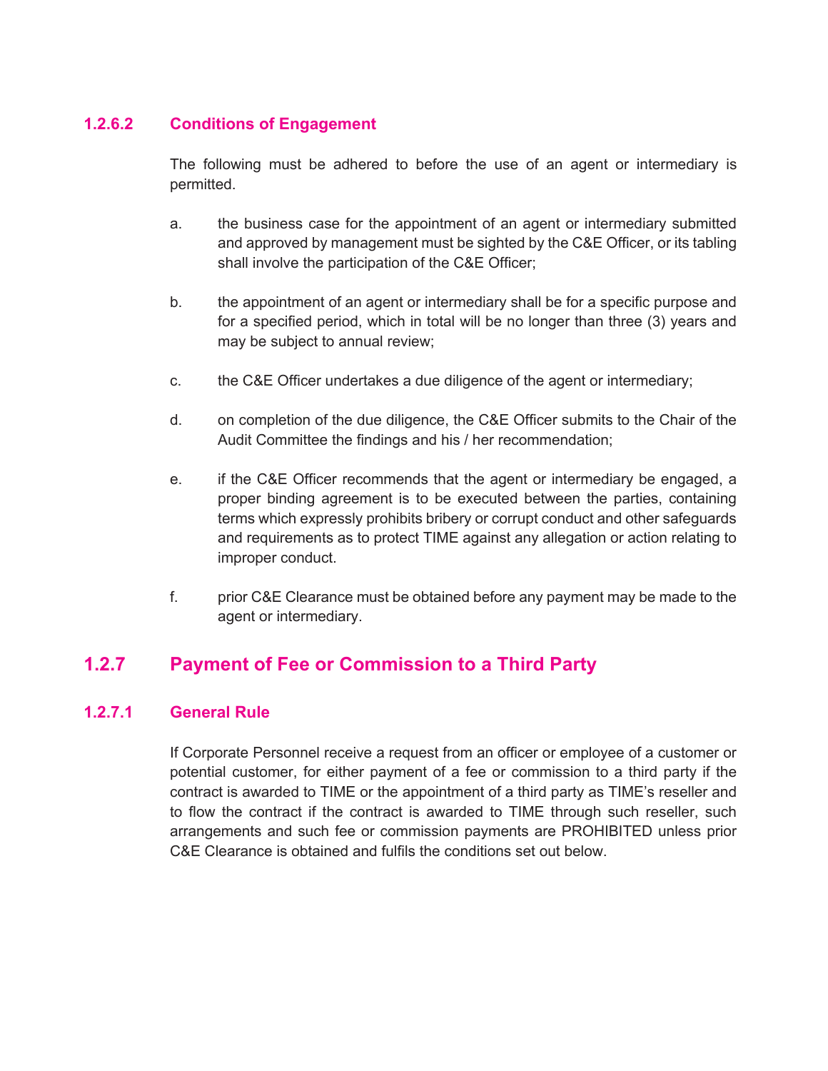#### 1.2.6.2 Conditions of Engagement

The following must be adhered to before the use of an agent or intermediary is permitted.

a. the business case for the appointment of an agent or intermediary submitted and approved by management must be sighted by the C&E Officer, or its tabling shall involve the participation of the C&E Officer;

b. the appointment of an agent or intermediary shall be for a specific purpose and for a specified period, which in total will be no longer than three (3) years and may be subject to annual review;

c. the C&E Officer undertakes a due diligence of the agent or intermediary;

d. on completion of the due diligence, the C&E Officer submits to the Chair of the Audit Committee the findings and his / her recommendation;

e. if the C&E Officer recommends that the agent or intermediary be engaged, a proper binding agreement is to be executed between the parties, containing terms which expressly prohibits bribery or corrupt conduct and other safeguards and requirements as to protect TIME against any allegation or action relating to improper conduct.

f. prior C&E Clearance must be obtained before any payment may be made to the agent or intermediary.

### 1.2.7 Payment of Fee or Commission to a Third Party

#### 1.2.7.1 General Rule

If Corporate Personnel receive a request from an officer or employee of a customer or potential customer, for either payment of a fee or commission to a third party if the contract is awarded to TIME or the appointment of a third party as TIME's reseller and to flow the contract if the contract is awarded to TIME through such reseller, such arrangements and such fee or commission payments are PROHIBITED unless prior C&E Clearance is obtained and fulfils the conditions set out below.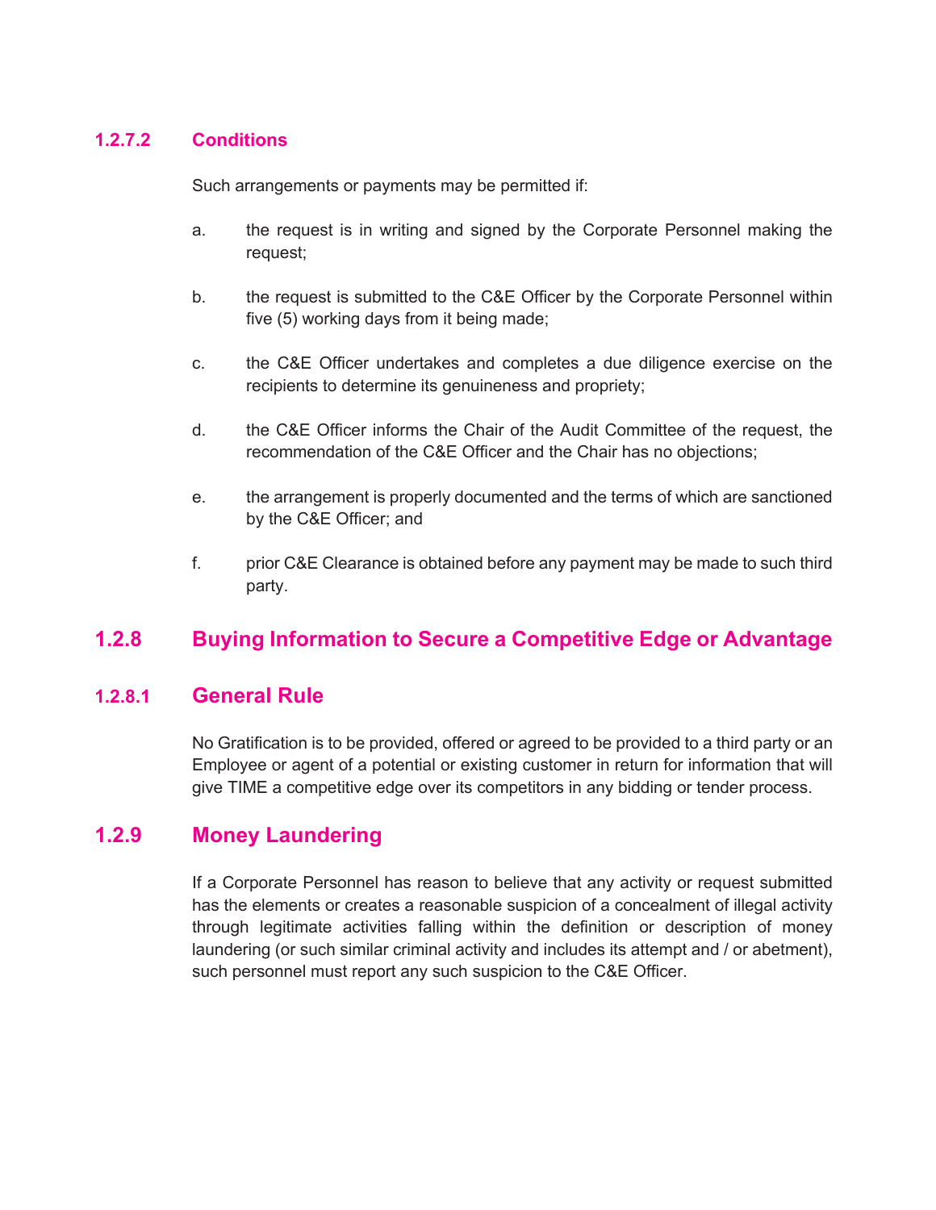#### 1.2.7.2 Conditions

Such arrangements or payments may be permitted if:

a. the request is in writing and signed by the Corporate Personnel making the request;

b. the request is submitted to the C&E Officer by the Corporate Personnel within five (5) working days from it being made;

c. the C&E Officer undertakes and completes a due diligence exercise on the recipients to determine its genuineness and propriety;

d. the C&E Officer informs the Chair of the Audit Committee of the request, the recommendation of the C&E Officer and the Chair has no objections;

e. the arrangement is properly documented and the terms of which are sanctioned by the C&E Officer; and

f. prior C&E Clearance is obtained before any payment may be made to such third party.

### 1.2.8 Buying Information to Secure a Competitive Edge or Advantage

#### 1.2.8.1 General Rule

No Gratification is to be provided, offered or agreed to be provided to a third party or an Employee or agent of a potential or existing customer in return for information that will give TIME a competitive edge over its competitors in any bidding or tender process.

### 1.2.9 Money Laundering

If a Corporate Personnel has reason to believe that any activity or request submitted has the elements or creates a reasonable suspicion of a concealment of illegal activity through legitimate activities falling within the definition or description of money laundering (or such similar criminal activity and includes its attempt and / or abetment), such personnel must report any such suspicion to the C&E Officer.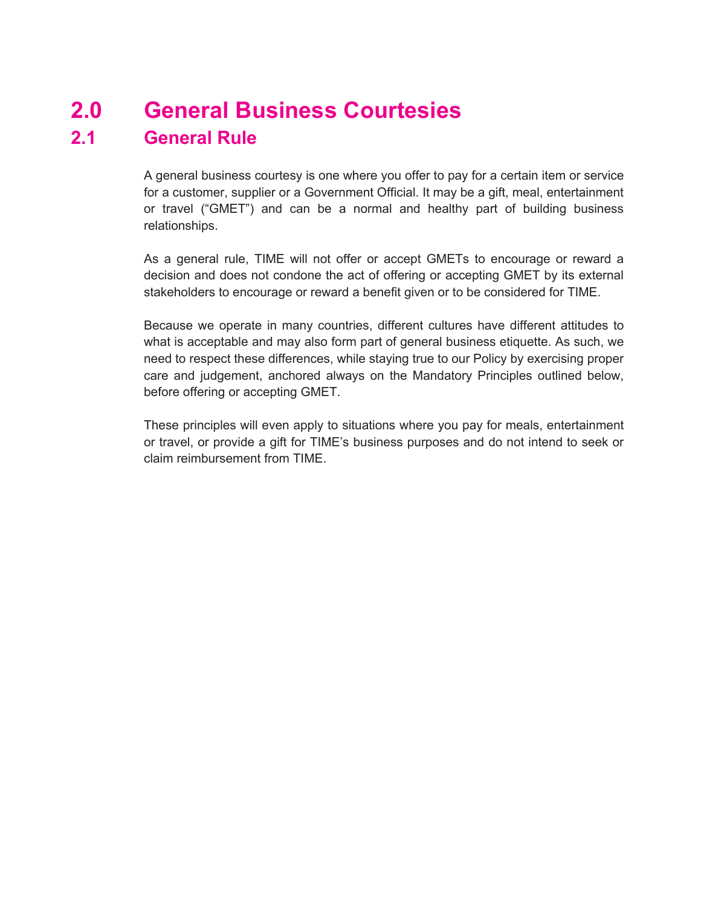# 2.0 General Business Courtesies

## 2.1 General Rule

A general business courtesy is one where you offer to pay for a certain item or service for a customer, supplier or a Government Official. It may be a gift, meal, entertainment or travel ("GMET") and can be a normal and healthy part of building business relationships.

As a general rule, TIME will not offer or accept GMETs to encourage or reward a decision and does not condone the act of offering or accepting GMET by its external stakeholders to encourage or reward a benefit given or to be considered for TIME.

Because we operate in many countries, different cultures have different attitudes to what is acceptable and may also form part of general business etiquette. As such, we need to respect these differences, while staying true to our Policy by exercising proper care and judgement, anchored always on the Mandatory Principles outlined below, before offering or accepting GMET.

These principles will even apply to situations where you pay for meals, entertainment or travel, or provide a gift for TIME's business purposes and do not intend to seek or claim reimbursement from TIME.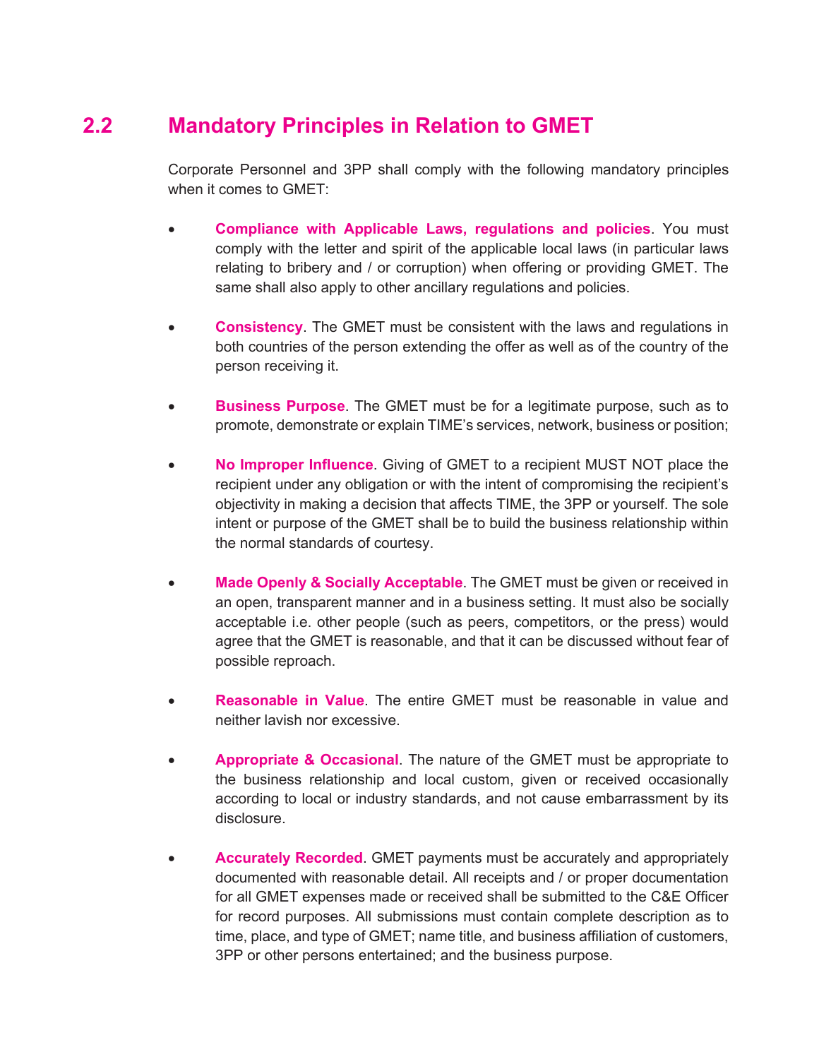## 2.2 Mandatory Principles in Relation to GMET

Corporate Personnel and 3PP shall comply with the following mandatory principles when it comes to GMET:

- **Compliance with Applicable Laws, regulations and policies**. You must comply with the letter and spirit of the applicable local laws (in particular laws relating to bribery and / or corruption) when offering or providing GMET. The same shall also apply to other ancillary regulations and policies.

- **Consistency**. The GMET must be consistent with the laws and regulations in both countries of the person extending the offer as well as of the country of the person receiving it.

- **Business Purpose**. The GMET must be for a legitimate purpose, such as to promote, demonstrate or explain TIME's services, network, business or position;

- **No Improper Influence**. Giving of GMET to a recipient MUST NOT place the recipient under any obligation or with the intent of compromising the recipient's objectivity in making a decision that affects TIME, the 3PP or yourself. The sole intent or purpose of the GMET shall be to build the business relationship within the normal standards of courtesy.

- **Made Openly & Socially Acceptable**. The GMET must be given or received in an open, transparent manner and in a business setting. It must also be socially acceptable i.e. other people (such as peers, competitors, or the press) would agree that the GMET is reasonable, and that it can be discussed without fear of possible reproach.

- **Reasonable in Value**. The entire GMET must be reasonable in value and neither lavish nor excessive.

- **Appropriate & Occasional**. The nature of the GMET must be appropriate to the business relationship and local custom, given or received occasionally according to local or industry standards, and not cause embarrassment by its disclosure.

- **Accurately Recorded**. GMET payments must be accurately and appropriately documented with reasonable detail. All receipts and / or proper documentation for all GMET expenses made or received shall be submitted to the C&E Officer for record purposes. All submissions must contain complete description as to time, place, and type of GMET; name title, and business affiliation of customers, 3PP or other persons entertained; and the business purpose.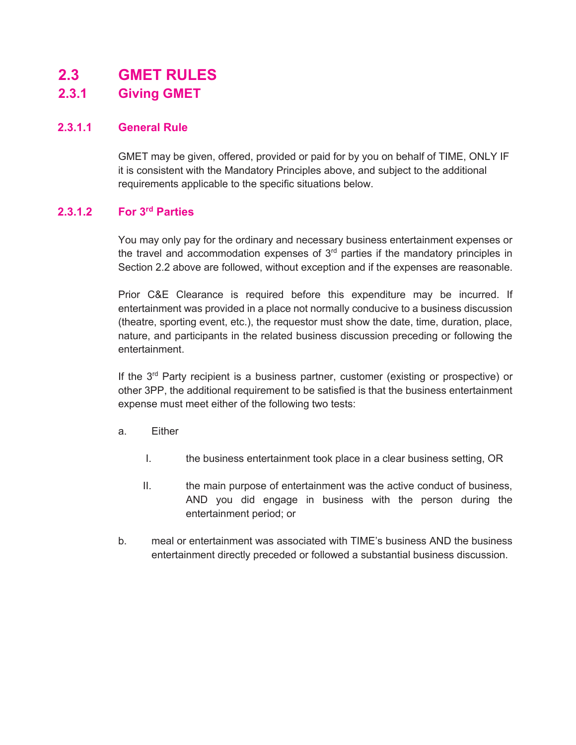## 2.3 GMET RULES

### 2.3.1 Giving GMET

#### 2.3.1.1 General Rule

GMET may be given, offered, provided or paid for by you on behalf of TIME, ONLY IF it is consistent with the Mandatory Principles above, and subject to the additional requirements applicable to the specific situations below.

#### 2.3.1.2 For 3rd Parties

You may only pay for the ordinary and necessary business entertainment expenses or the travel and accommodation expenses of 3rd parties if the mandatory principles in Section 2.2 above are followed, without exception and if the expenses are reasonable.

Prior C&E Clearance is required before this expenditure may be incurred. If entertainment was provided in a place not normally conducive to a business discussion (theatre, sporting event, etc.), the requestor must show the date, time, duration, place, nature, and participants in the related business discussion preceding or following the entertainment.

If the 3rd Party recipient is a business partner, customer (existing or prospective) or other 3PP, the additional requirement to be satisfied is that the business entertainment expense must meet either of the following two tests:

a. Either

   I. the business entertainment took place in a clear business setting, OR

   II. the main purpose of entertainment was the active conduct of business, AND you did engage in business with the person during the entertainment period; or

b. meal or entertainment was associated with TIME's business AND the business entertainment directly preceded or followed a substantial business discussion.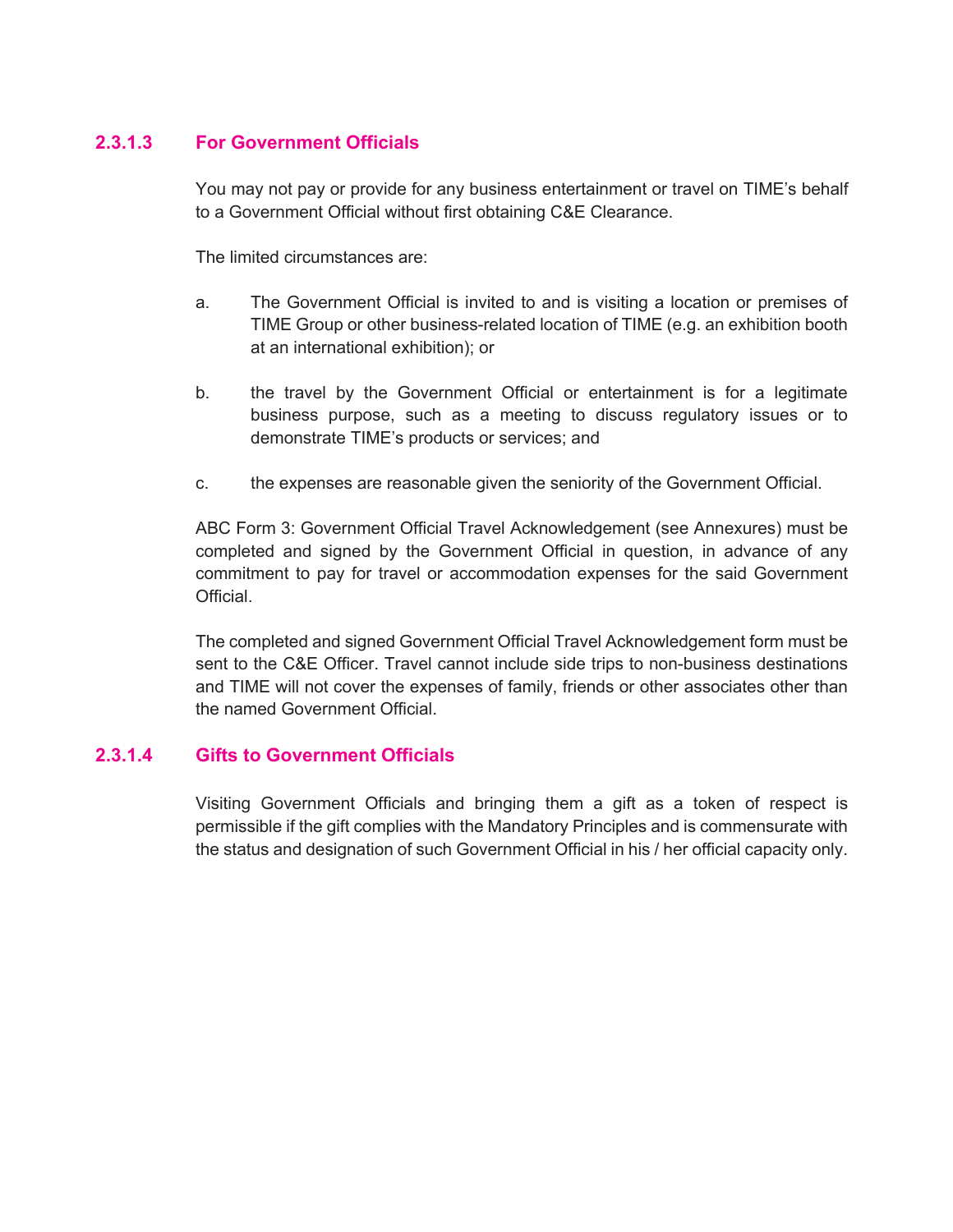#### 2.3.1.3 For Government Officials

You may not pay or provide for any business entertainment or travel on TIME's behalf to a Government Official without first obtaining C&E Clearance.

The limited circumstances are:

a. The Government Official is invited to and is visiting a location or premises of TIME Group or other business-related location of TIME (e.g. an exhibition booth at an international exhibition); or

b. the travel by the Government Official or entertainment is for a legitimate business purpose, such as a meeting to discuss regulatory issues or to demonstrate TIME's products or services; and

c. the expenses are reasonable given the seniority of the Government Official.

ABC Form 3: Government Official Travel Acknowledgement (see Annexures) must be completed and signed by the Government Official in question, in advance of any commitment to pay for travel or accommodation expenses for the said Government Official.

The completed and signed Government Official Travel Acknowledgement form must be sent to the C&E Officer. Travel cannot include side trips to non-business destinations and TIME will not cover the expenses of family, friends or other associates other than the named Government Official.

#### 2.3.1.4 Gifts to Government Officials

Visiting Government Officials and bringing them a gift as a token of respect is permissible if the gift complies with the Mandatory Principles and is commensurate with the status and designation of such Government Official in his / her official capacity only.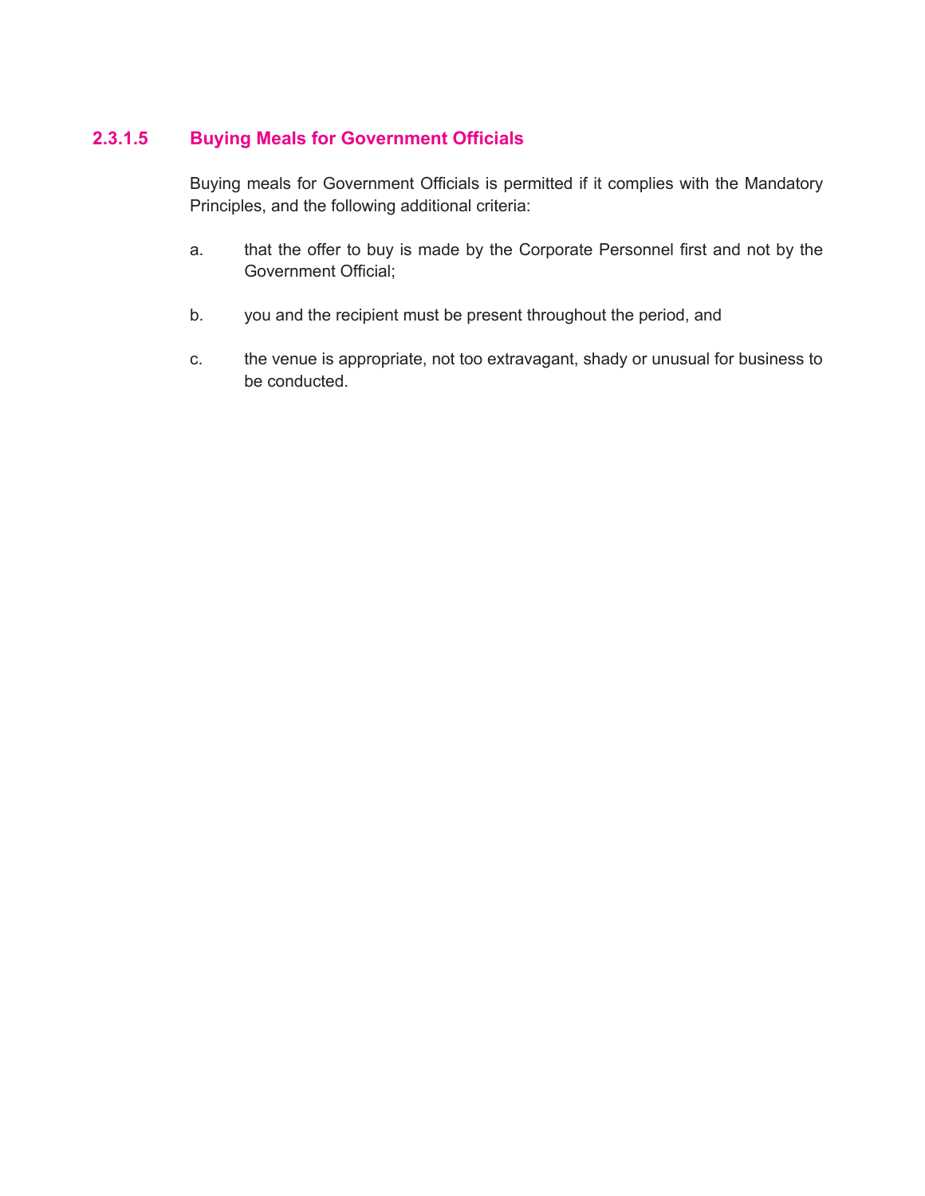#### 2.3.1.5 Buying Meals for Government Officials

Buying meals for Government Officials is permitted if it complies with the Mandatory Principles, and the following additional criteria:

a. that the offer to buy is made by the Corporate Personnel first and not by the Government Official;

b. you and the recipient must be present throughout the period, and

c. the venue is appropriate, not too extravagant, shady or unusual for business to be conducted.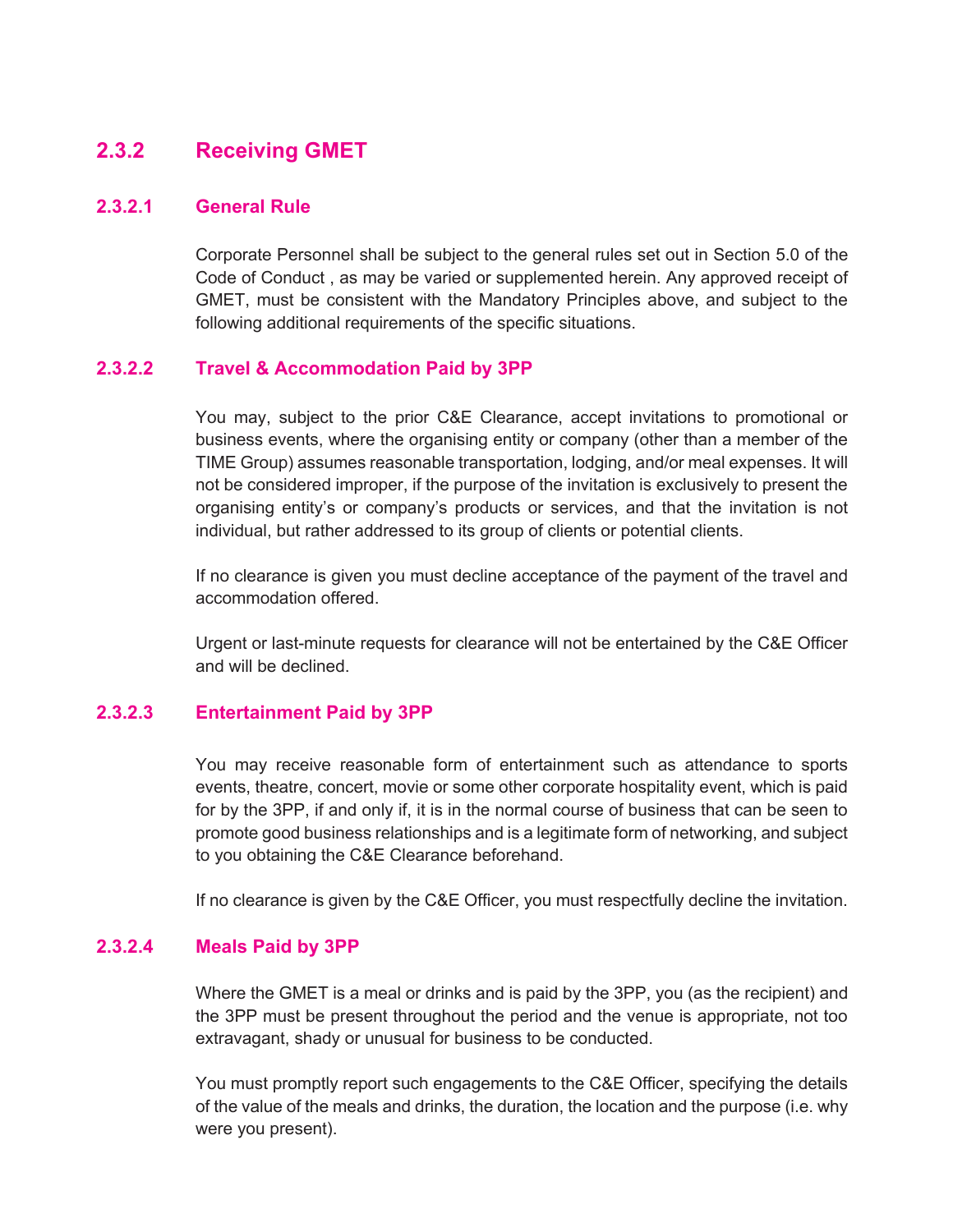### 2.3.2 Receiving GMET

#### 2.3.2.1 General Rule

Corporate Personnel shall be subject to the general rules set out in Section 5.0 of the Code of Conduct , as may be varied or supplemented herein. Any approved receipt of GMET, must be consistent with the Mandatory Principles above, and subject to the following additional requirements of the specific situations.

#### 2.3.2.2 Travel & Accommodation Paid by 3PP

You may, subject to the prior C&E Clearance, accept invitations to promotional or business events, where the organising entity or company (other than a member of the TIME Group) assumes reasonable transportation, lodging, and/or meal expenses. It will not be considered improper, if the purpose of the invitation is exclusively to present the organising entity's or company's products or services, and that the invitation is not individual, but rather addressed to its group of clients or potential clients.

If no clearance is given you must decline acceptance of the payment of the travel and accommodation offered.

Urgent or last-minute requests for clearance will not be entertained by the C&E Officer and will be declined.

#### 2.3.2.3 Entertainment Paid by 3PP

You may receive reasonable form of entertainment such as attendance to sports events, theatre, concert, movie or some other corporate hospitality event, which is paid for by the 3PP, if and only if, it is in the normal course of business that can be seen to promote good business relationships and is a legitimate form of networking, and subject to you obtaining the C&E Clearance beforehand.

If no clearance is given by the C&E Officer, you must respectfully decline the invitation.

#### 2.3.2.4 Meals Paid by 3PP

Where the GMET is a meal or drinks and is paid by the 3PP, you (as the recipient) and the 3PP must be present throughout the period and the venue is appropriate, not too extravagant, shady or unusual for business to be conducted.

You must promptly report such engagements to the C&E Officer, specifying the details of the value of the meals and drinks, the duration, the location and the purpose (i.e. why were you present).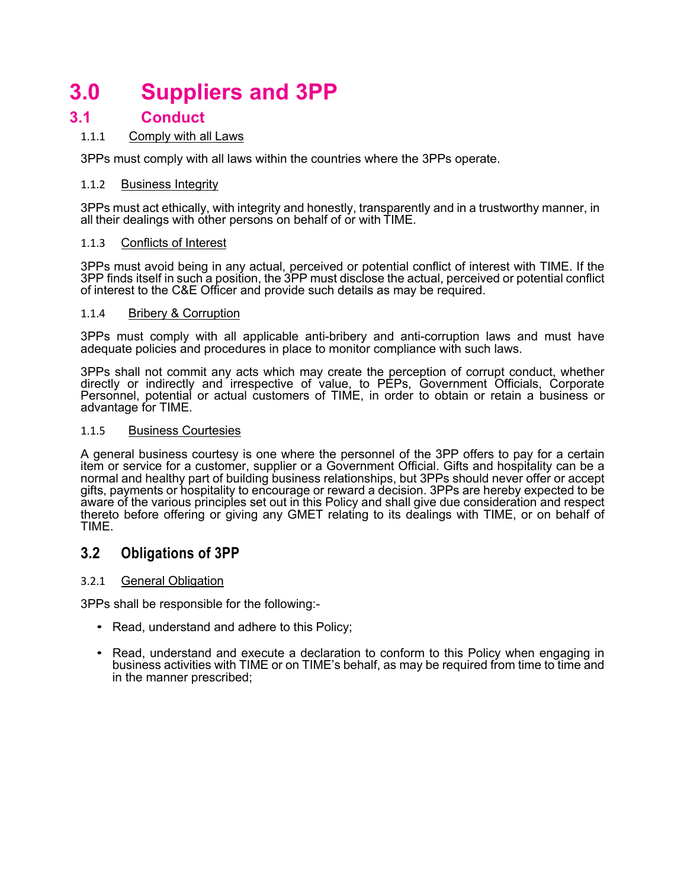# 3.0 Suppliers and 3PP

## 3.1 Conduct

#### 1.1.1 Comply with all Laws

3PPs must comply with all laws within the countries where the 3PPs operate.

#### 1.1.2 Business Integrity

3PPs must act ethically, with integrity and honestly, transparently and in a trustworthy manner, in all their dealings with other persons on behalf of or with TIME.

#### 1.1.3 Conflicts of Interest

3PPs must avoid being in any actual, perceived or potential conflict of interest with TIME. If the 3PP finds itself in such a position, the 3PP must disclose the actual, perceived or potential conflict of interest to the C&E Officer and provide such details as may be required.

#### 1.1.4 Bribery & Corruption

3PPs must comply with all applicable anti-bribery and anti-corruption laws and must have adequate policies and procedures in place to monitor compliance with such laws.

3PPs shall not commit any acts which may create the perception of corrupt conduct, whether directly or indirectly and irrespective of value, to PEPs, Government Officials, Corporate Personnel, potential or actual customers of TIME, in order to obtain or retain a business or advantage for TIME.

#### 1.1.5 Business Courtesies

A general business courtesy is one where the personnel of the 3PP offers to pay for a certain item or service for a customer, supplier or a Government Official. Gifts and hospitality can be a normal and healthy part of building business relationships, but 3PPs should never offer or accept gifts, payments or hospitality to encourage or reward a decision. 3PPs are hereby expected to be aware of the various principles set out in this Policy and shall give due consideration and respect thereto before offering or giving any GMET relating to its dealings with TIME, or on behalf of TIME.

## 3.2 Obligations of 3PP

#### 3.2.1 General Obligation

3PPs shall be responsible for the following:-

- Read, understand and adhere to this Policy;
- Read, understand and execute a declaration to conform to this Policy when engaging in business activities with TIME or on TIME's behalf, as may be required from time to time and in the manner prescribed;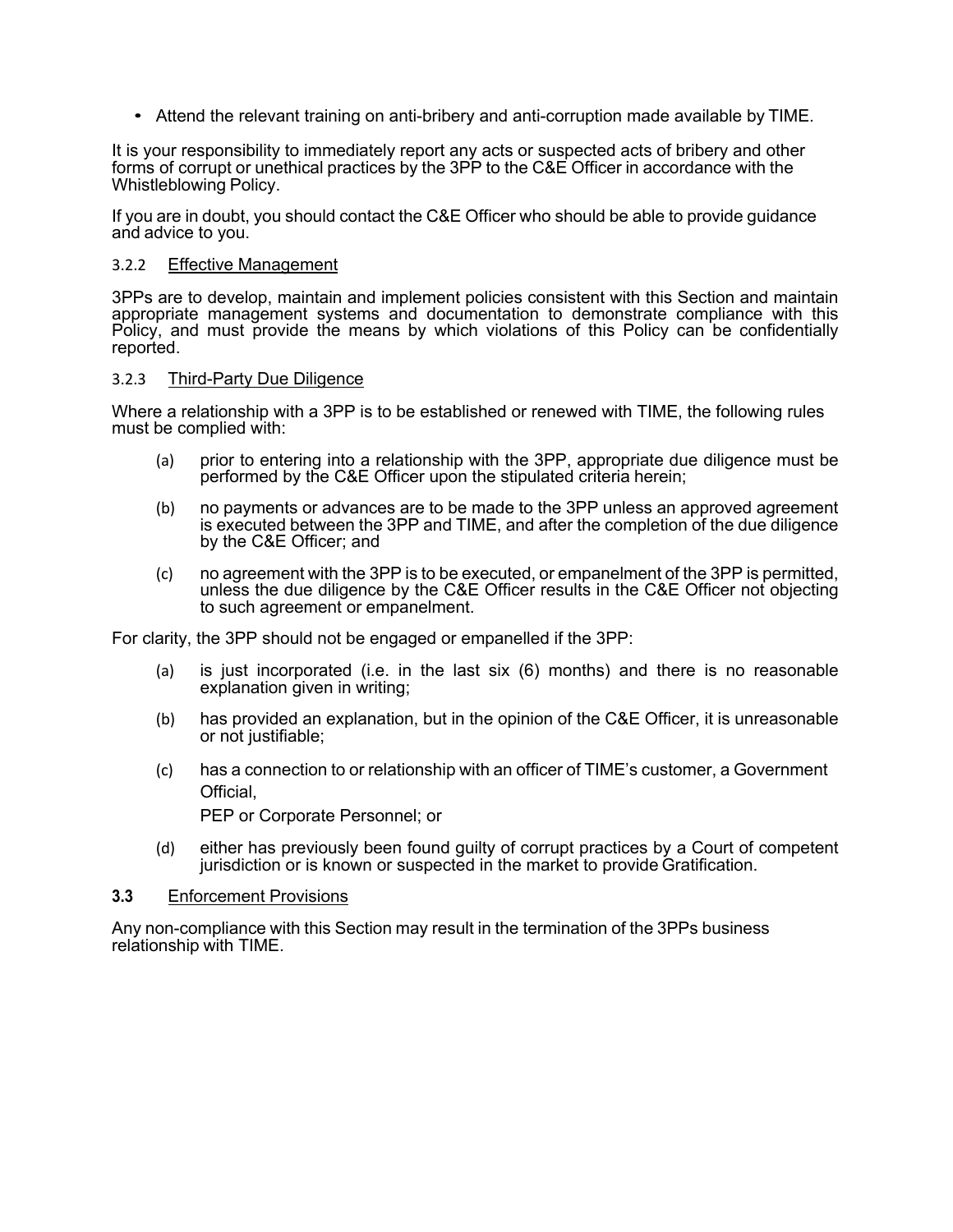- Attend the relevant training on anti-bribery and anti-corruption made available by TIME.

It is your responsibility to immediately report any acts or suspected acts of bribery and other forms of corrupt or unethical practices by the 3PP to the C&E Officer in accordance with the Whistleblowing Policy.

If you are in doubt, you should contact the C&E Officer who should be able to provide guidance and advice to you.

#### 3.2.2 Effective Management

3PPs are to develop, maintain and implement policies consistent with this Section and maintain appropriate management systems and documentation to demonstrate compliance with this Policy, and must provide the means by which violations of this Policy can be confidentially reported.

#### 3.2.3 Third-Party Due Diligence

Where a relationship with a 3PP is to be established or renewed with TIME, the following rules must be complied with:

(a) prior to entering into a relationship with the 3PP, appropriate due diligence must be performed by the C&E Officer upon the stipulated criteria herein;

(b) no payments or advances are to be made to the 3PP unless an approved agreement is executed between the 3PP and TIME, and after the completion of the due diligence by the C&E Officer; and

(c) no agreement with the 3PP is to be executed, or empanelment of the 3PP is permitted, unless the due diligence by the C&E Officer results in the C&E Officer not objecting to such agreement or empanelment.

For clarity, the 3PP should not be engaged or empanelled if the 3PP:

(a) is just incorporated (i.e. in the last six (6) months) and there is no reasonable explanation given in writing;

(b) has provided an explanation, but in the opinion of the C&E Officer, it is unreasonable or not justifiable;

(c) has a connection to or relationship with an officer of TIME's customer, a Government Official,
PEP or Corporate Personnel; or

(d) either has previously been found guilty of corrupt practices by a Court of competent jurisdiction or is known or suspected in the market to provide Gratification.

### 3.3 Enforcement Provisions

Any non-compliance with this Section may result in the termination of the 3PPs business relationship with TIME.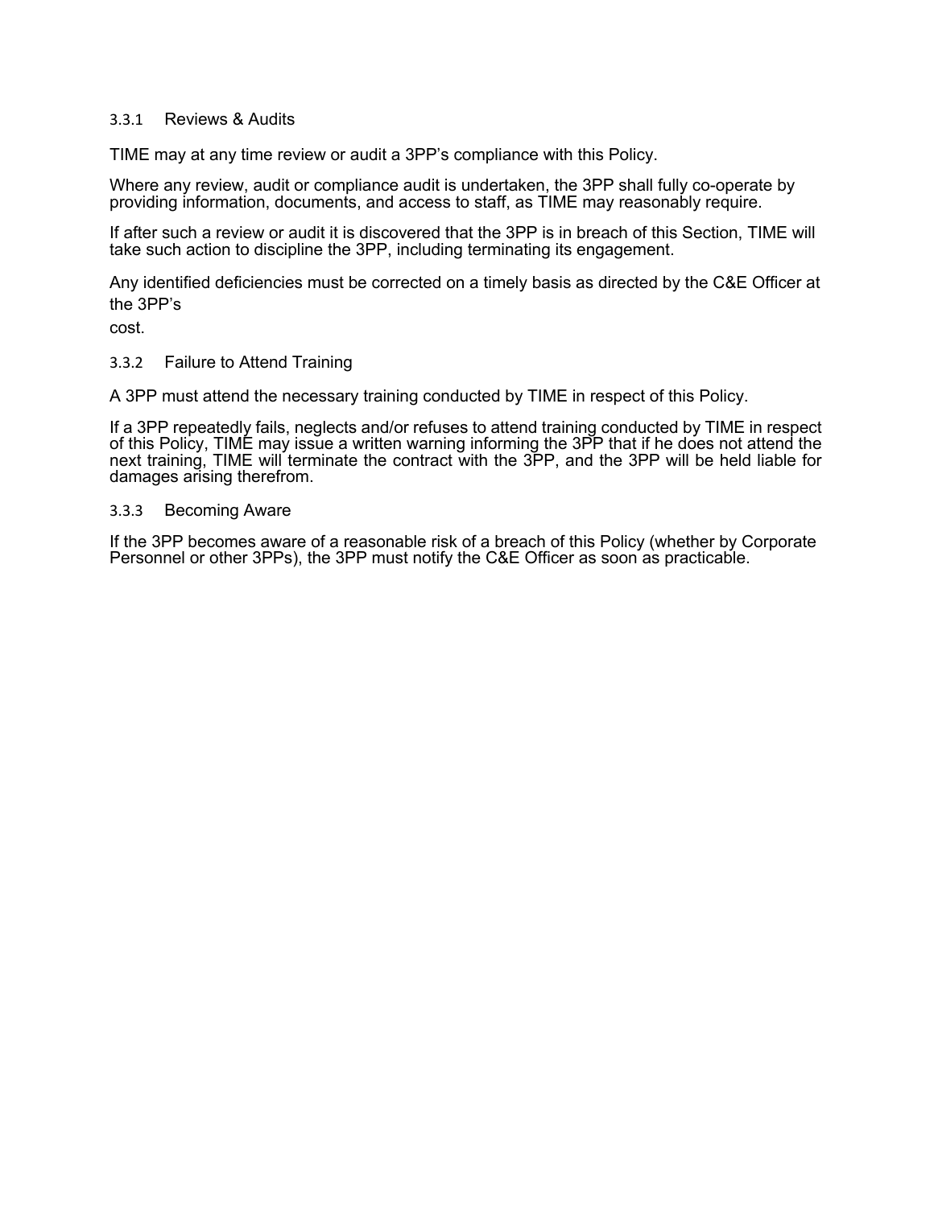#### 3.3.1 Reviews & Audits

TIME may at any time review or audit a 3PP's compliance with this Policy.

Where any review, audit or compliance audit is undertaken, the 3PP shall fully co-operate by providing information, documents, and access to staff, as TIME may reasonably require.

If after such a review or audit it is discovered that the 3PP is in breach of this Section, TIME will take such action to discipline the 3PP, including terminating its engagement.

Any identified deficiencies must be corrected on a timely basis as directed by the C&E Officer at the 3PP's cost.

#### 3.3.2 Failure to Attend Training

A 3PP must attend the necessary training conducted by TIME in respect of this Policy.

If a 3PP repeatedly fails, neglects and/or refuses to attend training conducted by TIME in respect of this Policy, TIME may issue a written warning informing the 3PP that if he does not attend the next training, TIME will terminate the contract with the 3PP, and the 3PP will be held liable for damages arising therefrom.

#### 3.3.3 Becoming Aware

If the 3PP becomes aware of a reasonable risk of a breach of this Policy (whether by Corporate Personnel or other 3PPs), the 3PP must notify the C&E Officer as soon as practicable.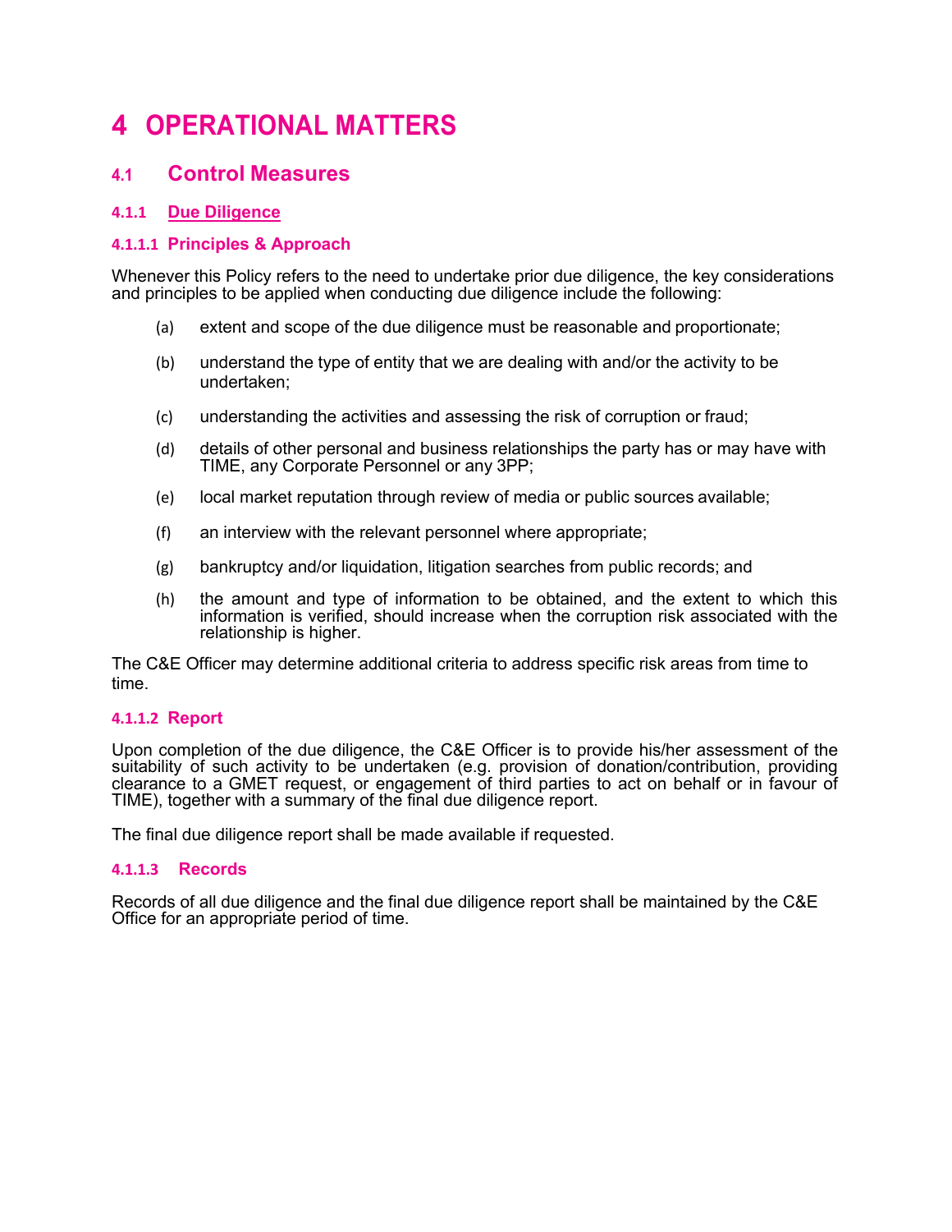# 4 OPERATIONAL MATTERS

## 4.1 Control Measures

### 4.1.1 Due Diligence

#### 4.1.1.1 Principles & Approach

Whenever this Policy refers to the need to undertake prior due diligence, the key considerations and principles to be applied when conducting due diligence include the following:

(a) extent and scope of the due diligence must be reasonable and proportionate;

(b) understand the type of entity that we are dealing with and/or the activity to be undertaken;

(c) understanding the activities and assessing the risk of corruption or fraud;

(d) details of other personal and business relationships the party has or may have with TIME, any Corporate Personnel or any 3PP;

(e) local market reputation through review of media or public sources available;

(f) an interview with the relevant personnel where appropriate;

(g) bankruptcy and/or liquidation, litigation searches from public records; and

(h) the amount and type of information to be obtained, and the extent to which this information is verified, should increase when the corruption risk associated with the relationship is higher.

The C&E Officer may determine additional criteria to address specific risk areas from time to time.

#### 4.1.1.2 Report

Upon completion of the due diligence, the C&E Officer is to provide his/her assessment of the suitability of such activity to be undertaken (e.g. provision of donation/contribution, providing clearance to a GMET request, or engagement of third parties to act on behalf or in favour of TIME), together with a summary of the final due diligence report.

The final due diligence report shall be made available if requested.

#### 4.1.1.3 Records

Records of all due diligence and the final due diligence report shall be maintained by the C&E Office for an appropriate period of time.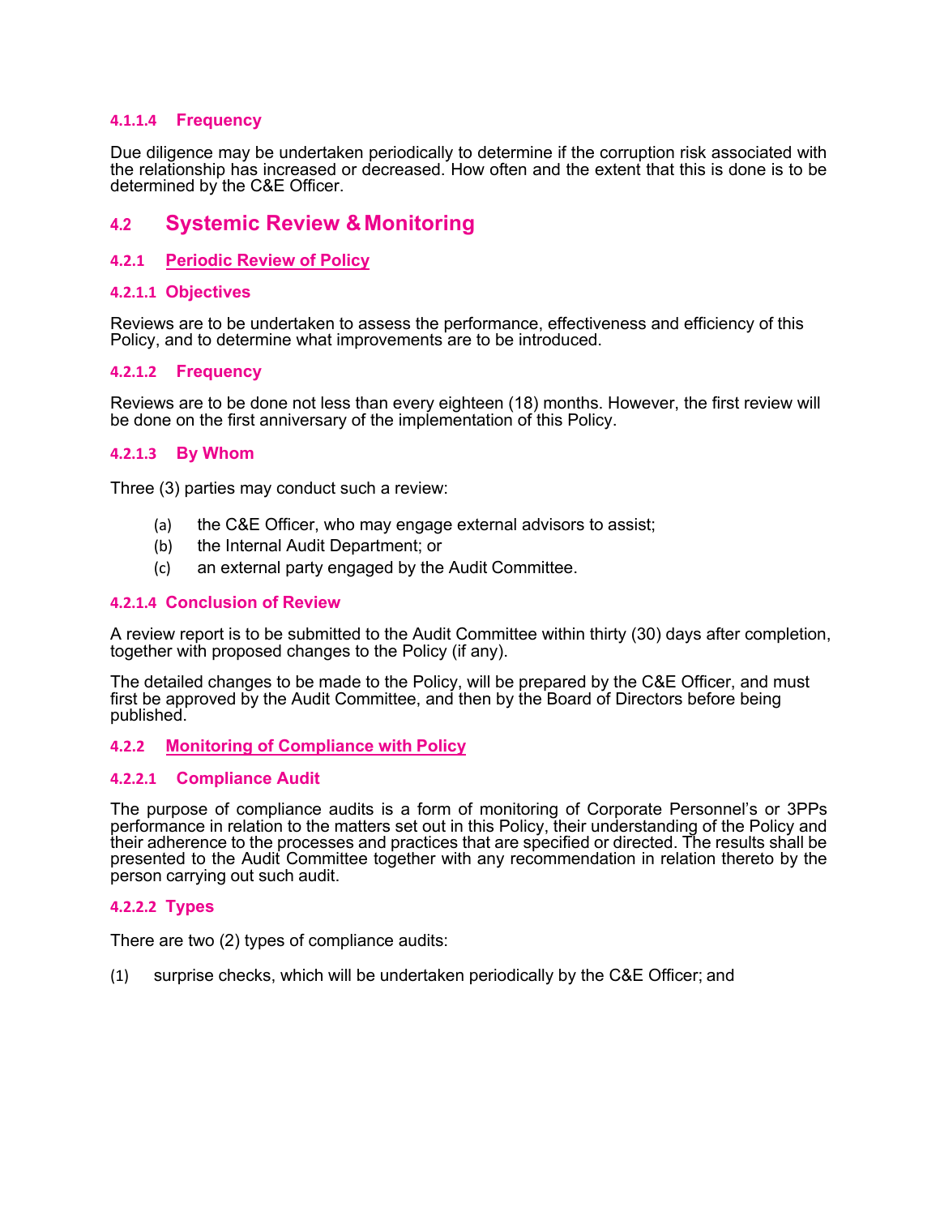#### 4.1.1.4 Frequency

Due diligence may be undertaken periodically to determine if the corruption risk associated with the relationship has increased or decreased. How often and the extent that this is done is to be determined by the C&E Officer.

## 4.2 Systemic Review & Monitoring

### 4.2.1 Periodic Review of Policy

#### 4.2.1.1 Objectives

Reviews are to be undertaken to assess the performance, effectiveness and efficiency of this Policy, and to determine what improvements are to be introduced.

#### 4.2.1.2 Frequency

Reviews are to be done not less than every eighteen (18) months. However, the first review will be done on the first anniversary of the implementation of this Policy.

#### 4.2.1.3 By Whom

Three (3) parties may conduct such a review:

(a) the C&E Officer, who may engage external advisors to assist;
(b) the Internal Audit Department; or
(c) an external party engaged by the Audit Committee.

#### 4.2.1.4 Conclusion of Review

A review report is to be submitted to the Audit Committee within thirty (30) days after completion, together with proposed changes to the Policy (if any).

The detailed changes to be made to the Policy, will be prepared by the C&E Officer, and must first be approved by the Audit Committee, and then by the Board of Directors before being published.

### 4.2.2 Monitoring of Compliance with Policy

#### 4.2.2.1 Compliance Audit

The purpose of compliance audits is a form of monitoring of Corporate Personnel's or 3PPs performance in relation to the matters set out in this Policy, their understanding of the Policy and their adherence to the processes and practices that are specified or directed. The results shall be presented to the Audit Committee together with any recommendation in relation thereto by the person carrying out such audit.

#### 4.2.2.2 Types

There are two (2) types of compliance audits:

(1) surprise checks, which will be undertaken periodically by the C&E Officer; and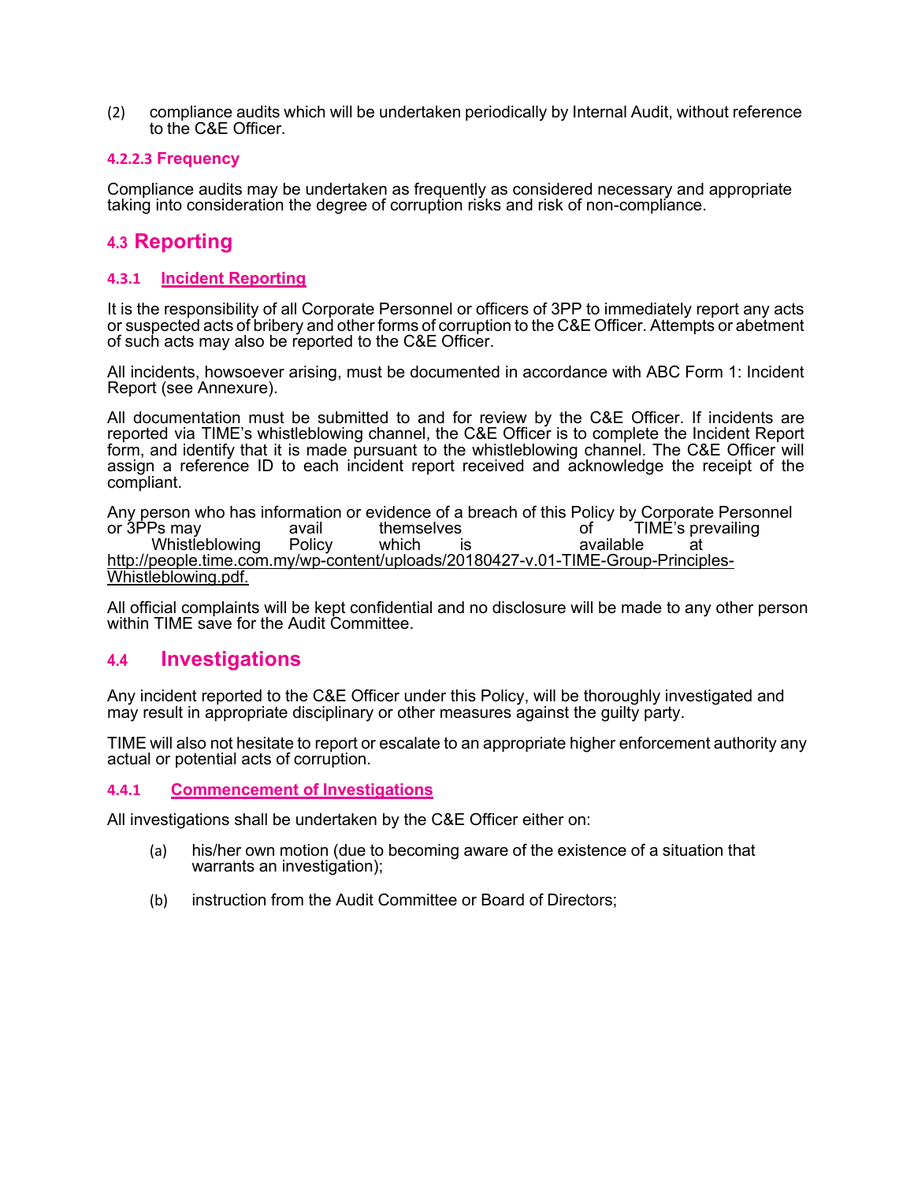(2) compliance audits which will be undertaken periodically by Internal Audit, without reference to the C&E Officer.

#### 4.2.2.3 Frequency

Compliance audits may be undertaken as frequently as considered necessary and appropriate taking into consideration the degree of corruption risks and risk of non-compliance.

## 4.3 Reporting

### 4.3.1 Incident Reporting

It is the responsibility of all Corporate Personnel or officers of 3PP to immediately report any acts or suspected acts of bribery and other forms of corruption to the C&E Officer. Attempts or abetment of such acts may also be reported to the C&E Officer.

All incidents, howsoever arising, must be documented in accordance with ABC Form 1: Incident Report (see Annexure).

All documentation must be submitted to and for review by the C&E Officer. If incidents are reported via TIME's whistleblowing channel, the C&E Officer is to complete the Incident Report form, and identify that it is made pursuant to the whistleblowing channel. The C&E Officer will assign a reference ID to each incident report received and acknowledge the receipt of the compliant.

Any person who has information or evidence of a breach of this Policy by Corporate Personnel or 3PPs may avail themselves of TIME's prevailing Whistleblowing Policy which is available at http://people.time.com.my/wp-content/uploads/20180427-v.01-TIME-Group-Principles-Whistleblowing.pdf.

All official complaints will be kept confidential and no disclosure will be made to any other person within TIME save for the Audit Committee.

## 4.4 Investigations

Any incident reported to the C&E Officer under this Policy, will be thoroughly investigated and may result in appropriate disciplinary or other measures against the guilty party.

TIME will also not hesitate to report or escalate to an appropriate higher enforcement authority any actual or potential acts of corruption.

### 4.4.1 Commencement of Investigations

All investigations shall be undertaken by the C&E Officer either on:

(a) his/her own motion (due to becoming aware of the existence of a situation that warrants an investigation);

(b) instruction from the Audit Committee or Board of Directors;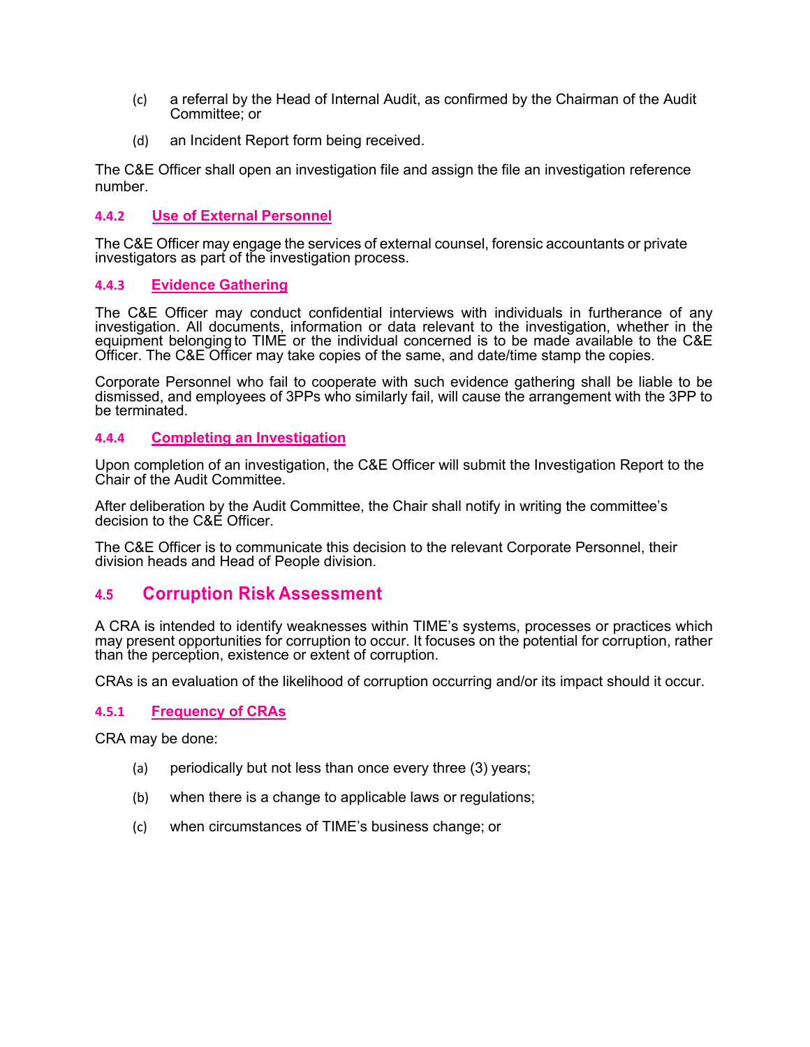(c) a referral by the Head of Internal Audit, as confirmed by the Chairman of the Audit Committee; or

(d) an Incident Report form being received.

The C&E Officer shall open an investigation file and assign the file an investigation reference number.

#### 4.4.2 Use of External Personnel

The C&E Officer may engage the services of external counsel, forensic accountants or private investigators as part of the investigation process.

#### 4.4.3 Evidence Gathering

The C&E Officer may conduct confidential interviews with individuals in furtherance of any investigation. All documents, information or data relevant to the investigation, whether in the equipment belonging to TIME or the individual concerned is to be made available to the C&E Officer. The C&E Officer may take copies of the same, and date/time stamp the copies.

Corporate Personnel who fail to cooperate with such evidence gathering shall be liable to be dismissed, and employees of 3PPs who similarly fail, will cause the arrangement with the 3PP to be terminated.

#### 4.4.4 Completing an Investigation

Upon completion of an investigation, the C&E Officer will submit the Investigation Report to the Chair of the Audit Committee.

After deliberation by the Audit Committee, the Chair shall notify in writing the committee's decision to the C&E Officer.

The C&E Officer is to communicate this decision to the relevant Corporate Personnel, their division heads and Head of People division.

### 4.5 Corruption Risk Assessment

A CRA is intended to identify weaknesses within TIME's systems, processes or practices which may present opportunities for corruption to occur. It focuses on the potential for corruption, rather than the perception, existence or extent of corruption.

CRAs is an evaluation of the likelihood of corruption occurring and/or its impact should it occur.

#### 4.5.1 Frequency of CRAs

CRA may be done:

(a) periodically but not less than once every three (3) years;

(b) when there is a change to applicable laws or regulations;

(c) when circumstances of TIME's business change; or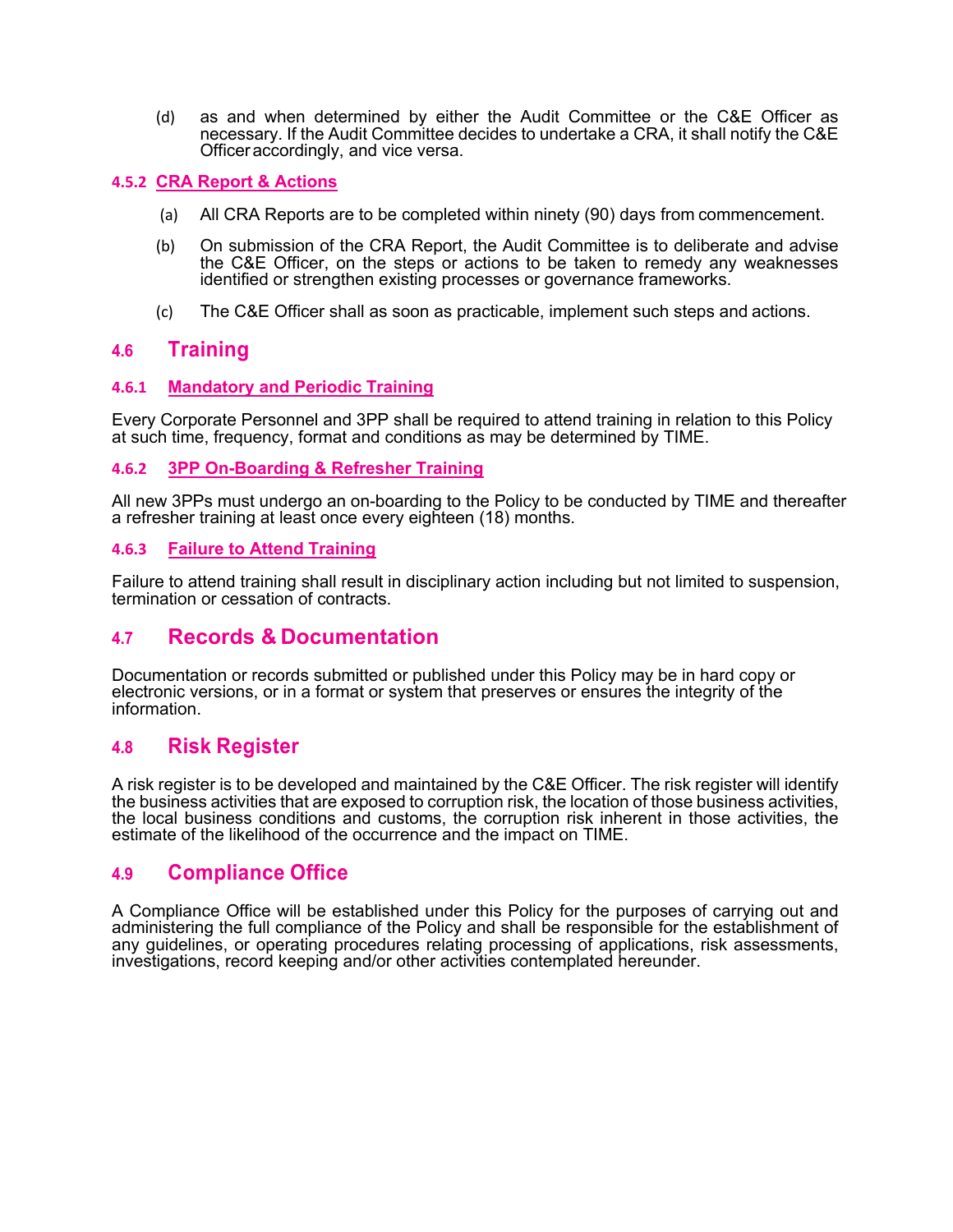(d) as and when determined by either the Audit Committee or the C&E Officer as necessary. If the Audit Committee decides to undertake a CRA, it shall notify the C&E Officer accordingly, and vice versa.

#### 4.5.2 CRA Report & Actions

(a) All CRA Reports are to be completed within ninety (90) days from commencement.

(b) On submission of the CRA Report, the Audit Committee is to deliberate and advise the C&E Officer, on the steps or actions to be taken to remedy any weaknesses identified or strengthen existing processes or governance frameworks.

(c) The C&E Officer shall as soon as practicable, implement such steps and actions.

## 4.6 Training

#### 4.6.1 Mandatory and Periodic Training

Every Corporate Personnel and 3PP shall be required to attend training in relation to this Policy at such time, frequency, format and conditions as may be determined by TIME.

#### 4.6.2 3PP On-Boarding & Refresher Training

All new 3PPs must undergo an on-boarding to the Policy to be conducted by TIME and thereafter a refresher training at least once every eighteen (18) months.

#### 4.6.3 Failure to Attend Training

Failure to attend training shall result in disciplinary action including but not limited to suspension, termination or cessation of contracts.

## 4.7 Records & Documentation

Documentation or records submitted or published under this Policy may be in hard copy or electronic versions, or in a format or system that preserves or ensures the integrity of the information.

## 4.8 Risk Register

A risk register is to be developed and maintained by the C&E Officer. The risk register will identify the business activities that are exposed to corruption risk, the location of those business activities, the local business conditions and customs, the corruption risk inherent in those activities, the estimate of the likelihood of the occurrence and the impact on TIME.

## 4.9 Compliance Office

A Compliance Office will be established under this Policy for the purposes of carrying out and administering the full compliance of the Policy and shall be responsible for the establishment of any guidelines, or operating procedures relating processing of applications, risk assessments, investigations, record keeping and/or other activities contemplated hereunder.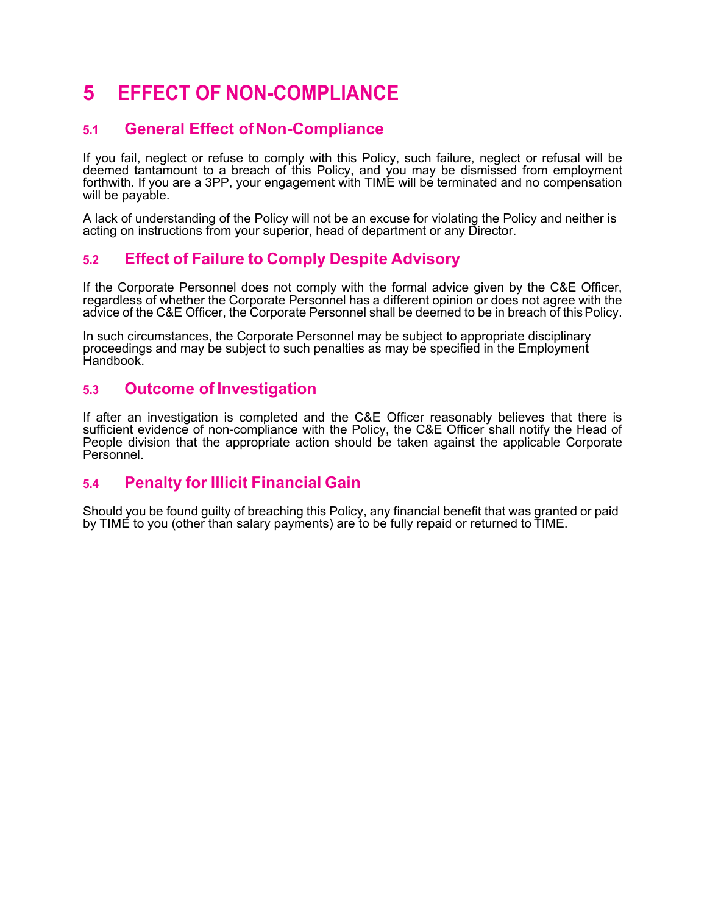# 5 EFFECT OF NON-COMPLIANCE

## 5.1 General Effect of Non-Compliance

If you fail, neglect or refuse to comply with this Policy, such failure, neglect or refusal will be deemed tantamount to a breach of this Policy, and you may be dismissed from employment forthwith. If you are a 3PP, your engagement with TIME will be terminated and no compensation will be payable.

A lack of understanding of the Policy will not be an excuse for violating the Policy and neither is acting on instructions from your superior, head of department or any Director.

## 5.2 Effect of Failure to Comply Despite Advisory

If the Corporate Personnel does not comply with the formal advice given by the C&E Officer, regardless of whether the Corporate Personnel has a different opinion or does not agree with the advice of the C&E Officer, the Corporate Personnel shall be deemed to be in breach of this Policy.

In such circumstances, the Corporate Personnel may be subject to appropriate disciplinary proceedings and may be subject to such penalties as may be specified in the Employment Handbook.

## 5.3 Outcome of Investigation

If after an investigation is completed and the C&E Officer reasonably believes that there is sufficient evidence of non-compliance with the Policy, the C&E Officer shall notify the Head of People division that the appropriate action should be taken against the applicable Corporate Personnel.

## 5.4 Penalty for Illicit Financial Gain

Should you be found guilty of breaching this Policy, any financial benefit that was granted or paid by TIME to you (other than salary payments) are to be fully repaid or returned to TIME.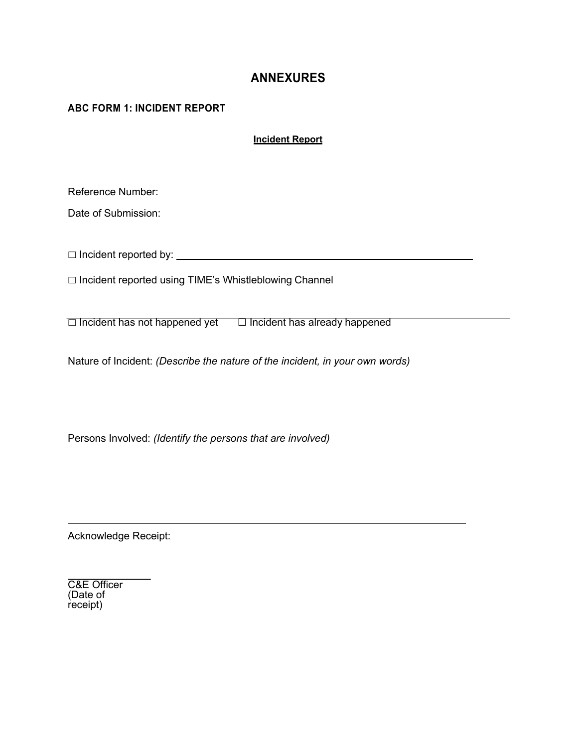# ANNEXURES

## ABC FORM 1: INCIDENT REPORT

**Incident Report**

Reference Number:

Date of Submission:

☐ Incident reported by: \_\_\_\_\_\_\_\_\_\_\_\_\_\_\_\_\_\_\_\_\_\_\_\_\_\_\_\_\_\_\_\_\_\_\_\_\_\_\_\_\_\_\_\_\_\_\_\_

☐ Incident reported using TIME's Whistleblowing Channel

☐ Incident has not happened yet ☐ Incident has already happened

Nature of Incident: *(Describe the nature of the incident, in your own words)*

Persons Involved: *(Identify the persons that are involved)*

---

Acknowledge Receipt:

\_\_\_\_\_\_\_\_\_\_\_\_\_\_\_\_
C&E Officer
(Date of receipt)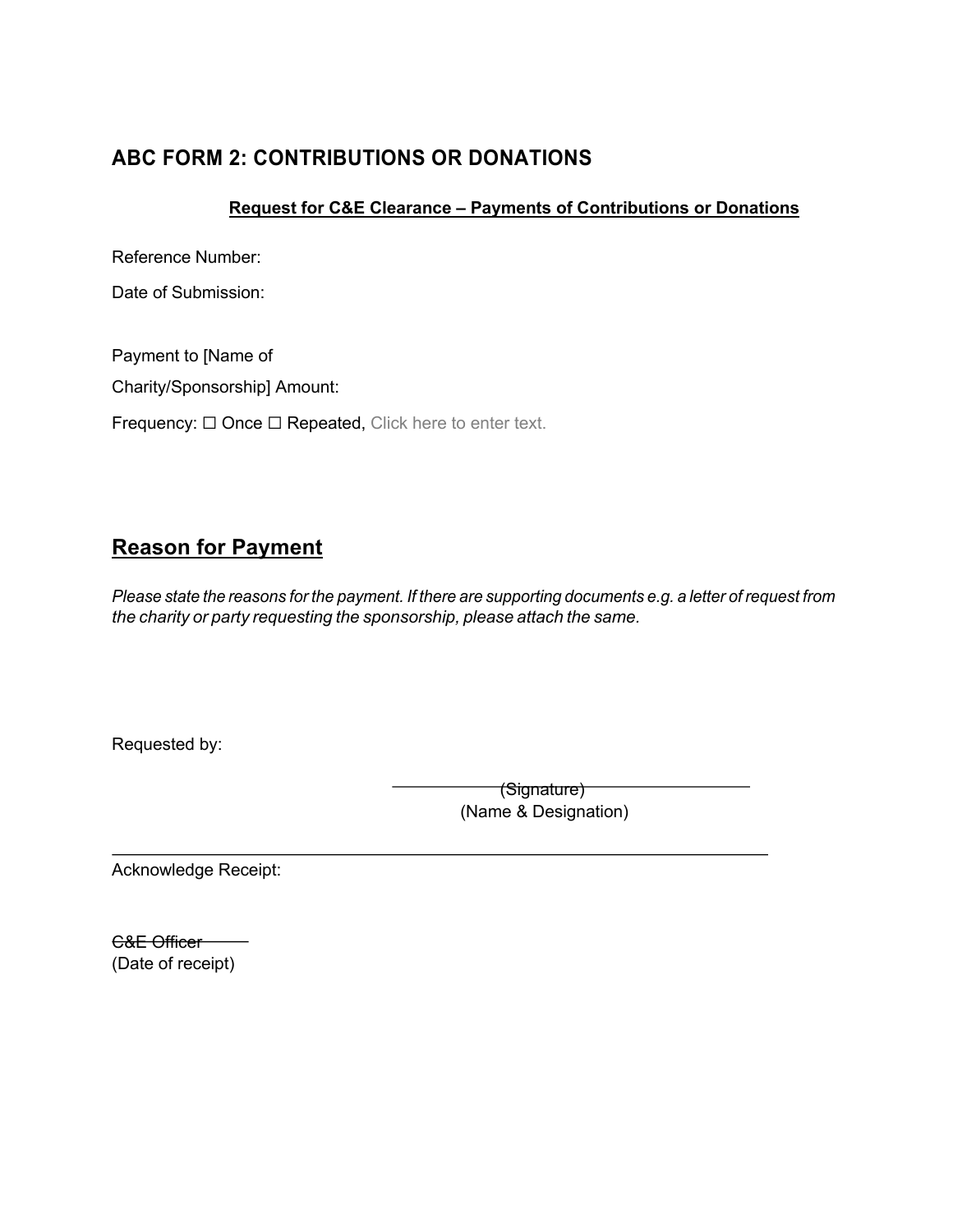## ABC FORM 2: CONTRIBUTIONS OR DONATIONS

**Request for C&E Clearance – Payments of Contributions or Donations**

Reference Number:

Date of Submission:

Payment to [Name of Charity/Sponsorship] Amount:

Frequency: ☐ Once ☐ Repeated, Click here to enter text.

## Reason for Payment

*Please state the reasons for the payment. If there are supporting documents e.g. a letter of request from the charity or party requesting the sponsorship, please attach the same.*

Requested by:

(Signature)

(Name & Designation)

Acknowledge Receipt:

C&E Officer

(Date of receipt)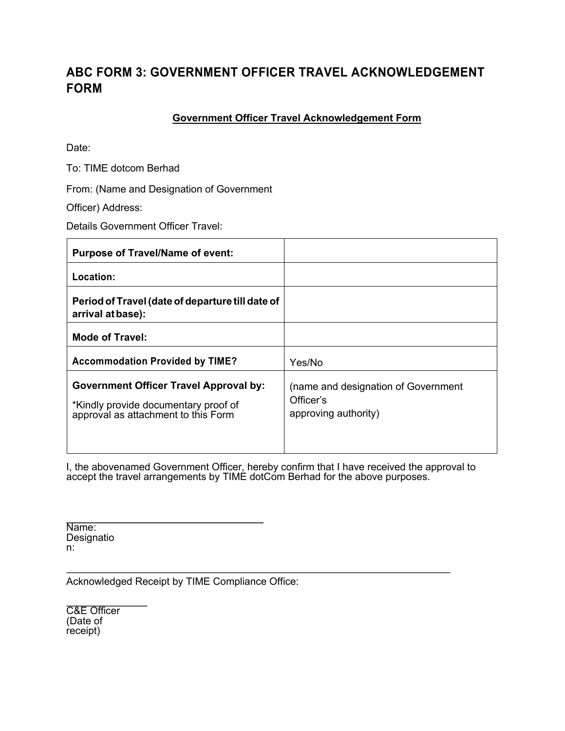# ABC FORM 3: GOVERNMENT OFFICER TRAVEL ACKNOWLEDGEMENT FORM

**Government Officer Travel Acknowledgement Form**

Date:

To: TIME dotcom Berhad

From: (Name and Designation of Government

Officer) Address:

Details Government Officer Travel:

| | |
|---|---|
| **Purpose of Travel/Name of event:** | |
| **Location:** | |
| **Period of Travel (date of departure till date of arrival at base):** | |
| **Mode of Travel:** | |
| **Accommodation Provided by TIME?** | Yes/No |
| **Government Officer Travel Approval by:**<br><br>*Kindly provide documentary proof of approval as attachment to this Form | (name and designation of Government Officer's<br>approving authority) |

I, the abovenamed Government Officer, hereby confirm that I have received the approval to accept the travel arrangements by TIME dotCom Berhad for the above purposes.

\_\_\_\_\_\_\_\_\_\_\_\_\_\_\_\_\_\_\_\_\_\_\_\_\_\_\_\_\_\_\_\_\_\_

Name:
Designation:

\_\_\_\_\_\_\_\_\_\_\_\_\_\_\_\_\_\_\_\_\_\_\_\_\_\_\_\_\_\_\_\_\_\_\_\_\_\_\_\_\_\_\_\_\_\_\_\_\_\_\_\_\_\_\_\_\_\_\_\_\_\_\_\_

Acknowledged Receipt by TIME Compliance Office:

\_\_\_\_\_\_\_\_\_\_\_\_\_\_

C&E Officer
(Date of receipt)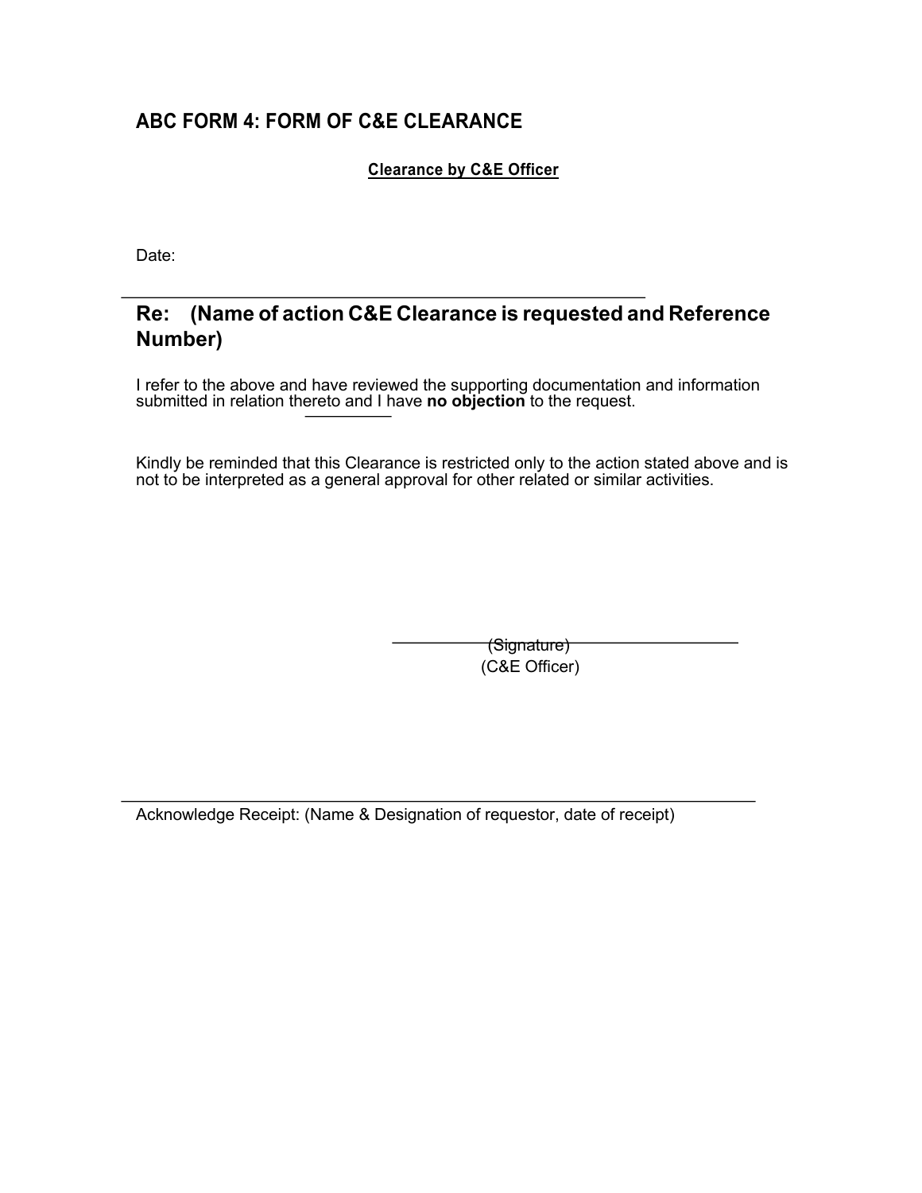# ABC FORM 4: FORM OF C&E CLEARANCE

**Clearance by C&E Officer**

Date:

## Re: (Name of action C&E Clearance is requested and Reference Number)

I refer to the above and have reviewed the supporting documentation and information submitted in relation thereto and I have **no objection** to the request.

Kindly be reminded that this Clearance is restricted only to the action stated above and is not to be interpreted as a general approval for other related or similar activities.

(Signature)
(C&E Officer)

Acknowledge Receipt: (Name & Designation of requestor, date of receipt)